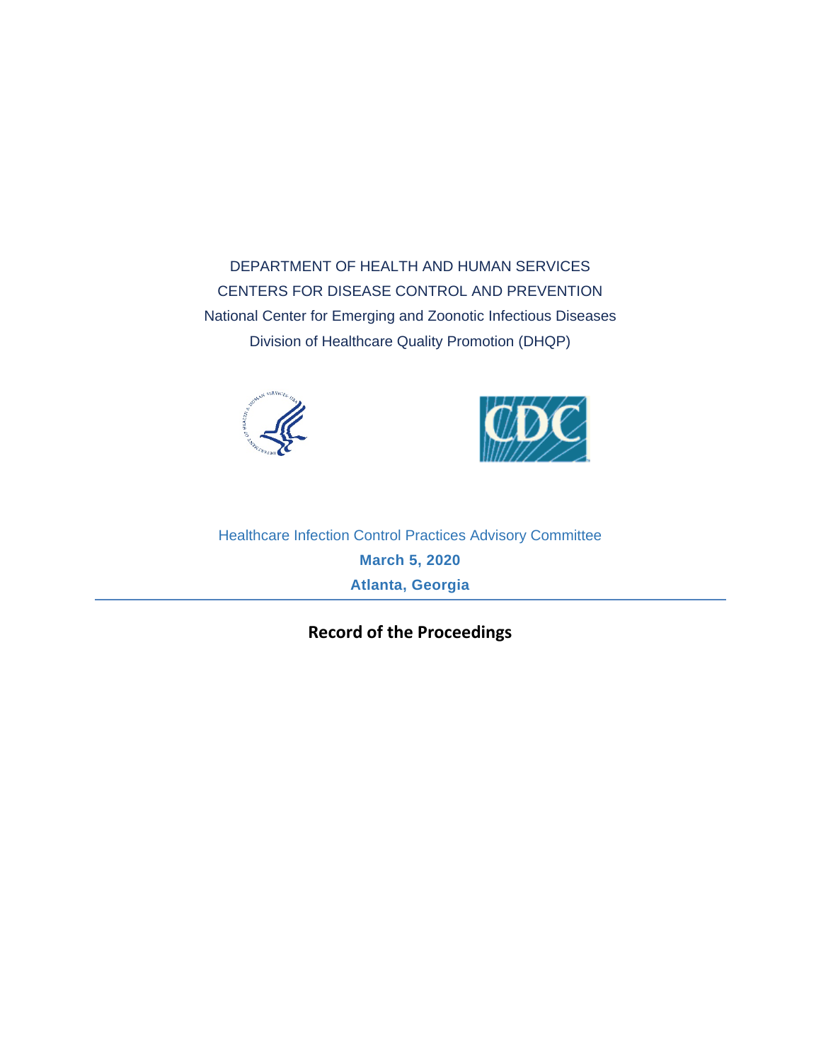DEPARTMENT OF HEALTH AND HUMAN SERVICES

CENTERS FOR DISEASE CONTROL AND PREVENTION

National Center for Emerging and Zoonotic Infectious Diseases

Division of Healthcare Quality Promotion (DHQP)

Healthcare Infection Control Practices Advisory Committee

**March 5, 2020**

**Atlanta, Georgia**

---

# Record of the Proceedings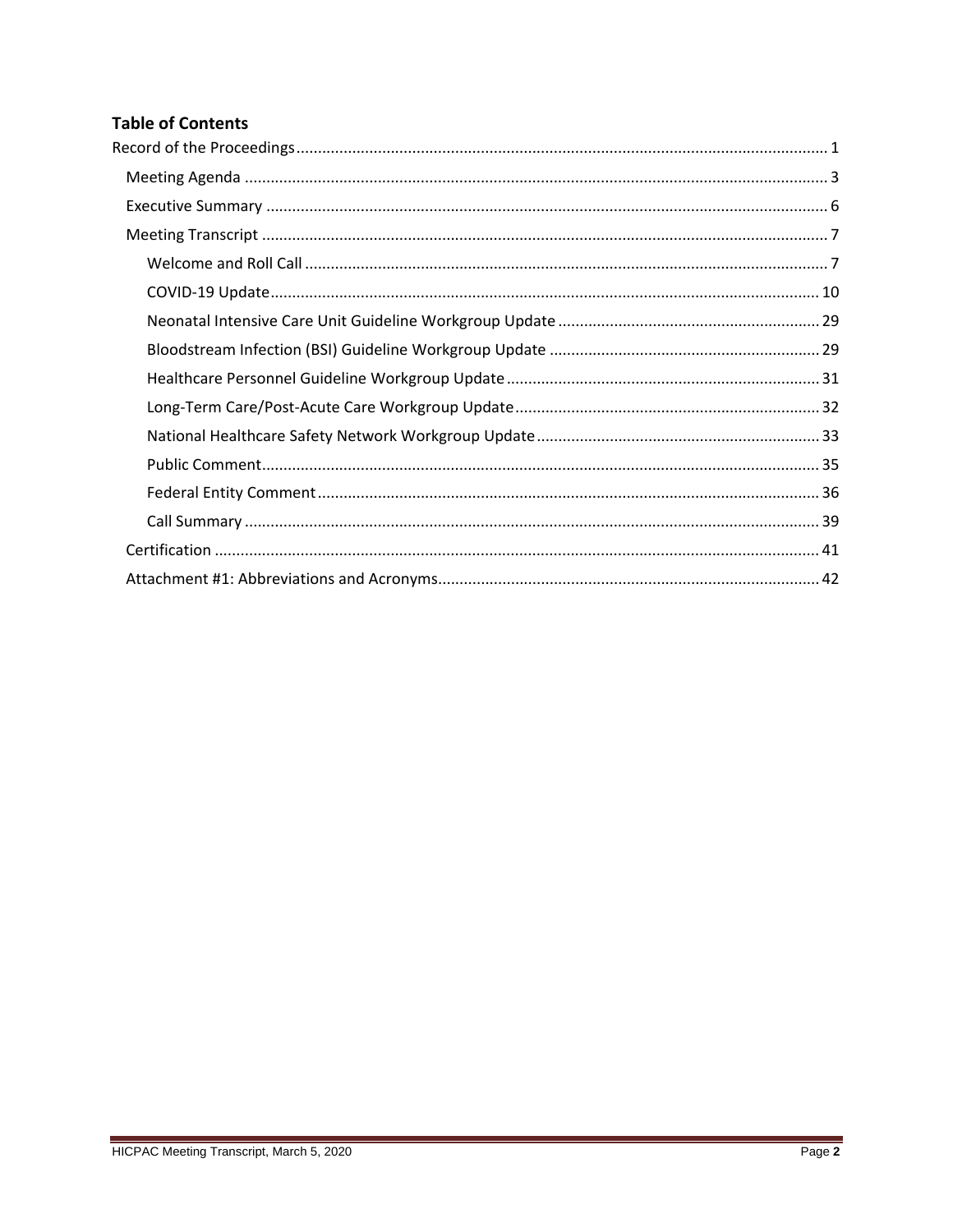## Table of Contents

- Record of the Proceedings ... 1
  - Meeting Agenda ... 3
  - Executive Summary ... 6
  - Meeting Transcript ... 7
    - Welcome and Roll Call ... 7
    - COVID-19 Update ... 10
    - Neonatal Intensive Care Unit Guideline Workgroup Update ... 29
    - Bloodstream Infection (BSI) Guideline Workgroup Update ... 29
    - Healthcare Personnel Guideline Workgroup Update ... 31
    - Long-Term Care/Post-Acute Care Workgroup Update ... 32
    - National Healthcare Safety Network Workgroup Update ... 33
    - Public Comment ... 35
    - Federal Entity Comment ... 36
    - Call Summary ... 39
  - Certification ... 41
  - Attachment #1: Abbreviations and Acronyms ... 42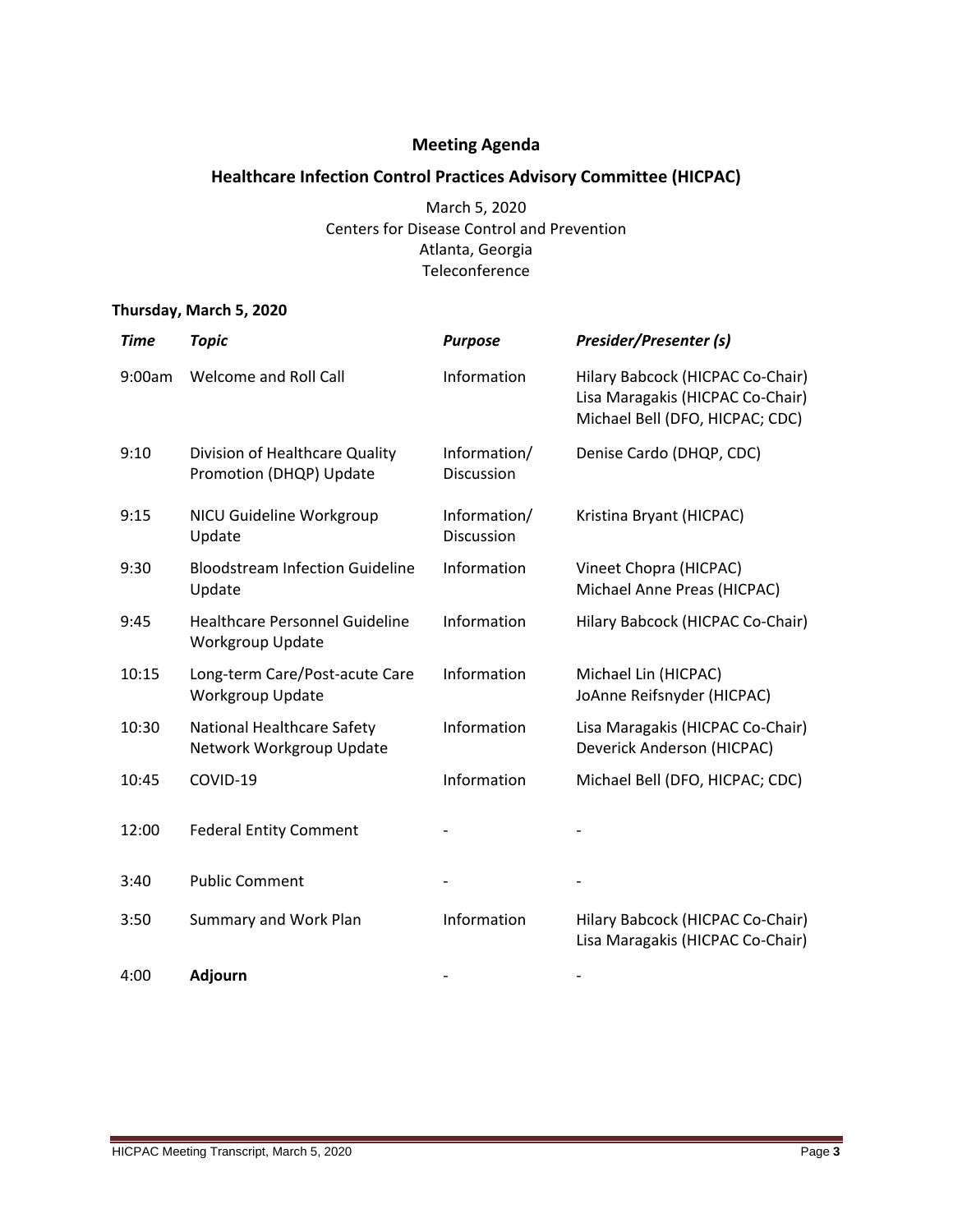# Meeting Agenda

## Healthcare Infection Control Practices Advisory Committee (HICPAC)

March 5, 2020
Centers for Disease Control and Prevention
Atlanta, Georgia
Teleconference

**Thursday, March 5, 2020**

| *Time* | *Topic* | *Purpose* | *Presider/Presenter (s)* |
|---|---|---|---|
| 9:00am | Welcome and Roll Call | Information | Hilary Babcock (HICPAC Co-Chair)<br>Lisa Maragakis (HICPAC Co-Chair)<br>Michael Bell (DFO, HICPAC; CDC) |
| 9:10 | Division of Healthcare Quality Promotion (DHQP) Update | Information/ Discussion | Denise Cardo (DHQP, CDC) |
| 9:15 | NICU Guideline Workgroup Update | Information/ Discussion | Kristina Bryant (HICPAC) |
| 9:30 | Bloodstream Infection Guideline Update | Information | Vineet Chopra (HICPAC)<br>Michael Anne Preas (HICPAC) |
| 9:45 | Healthcare Personnel Guideline Workgroup Update | Information | Hilary Babcock (HICPAC Co-Chair) |
| 10:15 | Long-term Care/Post-acute Care Workgroup Update | Information | Michael Lin (HICPAC)<br>JoAnne Reifsnyder (HICPAC) |
| 10:30 | National Healthcare Safety Network Workgroup Update | Information | Lisa Maragakis (HICPAC Co-Chair)<br>Deverick Anderson (HICPAC) |
| 10:45 | COVID-19 | Information | Michael Bell (DFO, HICPAC; CDC) |
| 12:00 | Federal Entity Comment | - | - |
| 3:40 | Public Comment | - | - |
| 3:50 | Summary and Work Plan | Information | Hilary Babcock (HICPAC Co-Chair)<br>Lisa Maragakis (HICPAC Co-Chair) |
| 4:00 | **Adjourn** | - | - |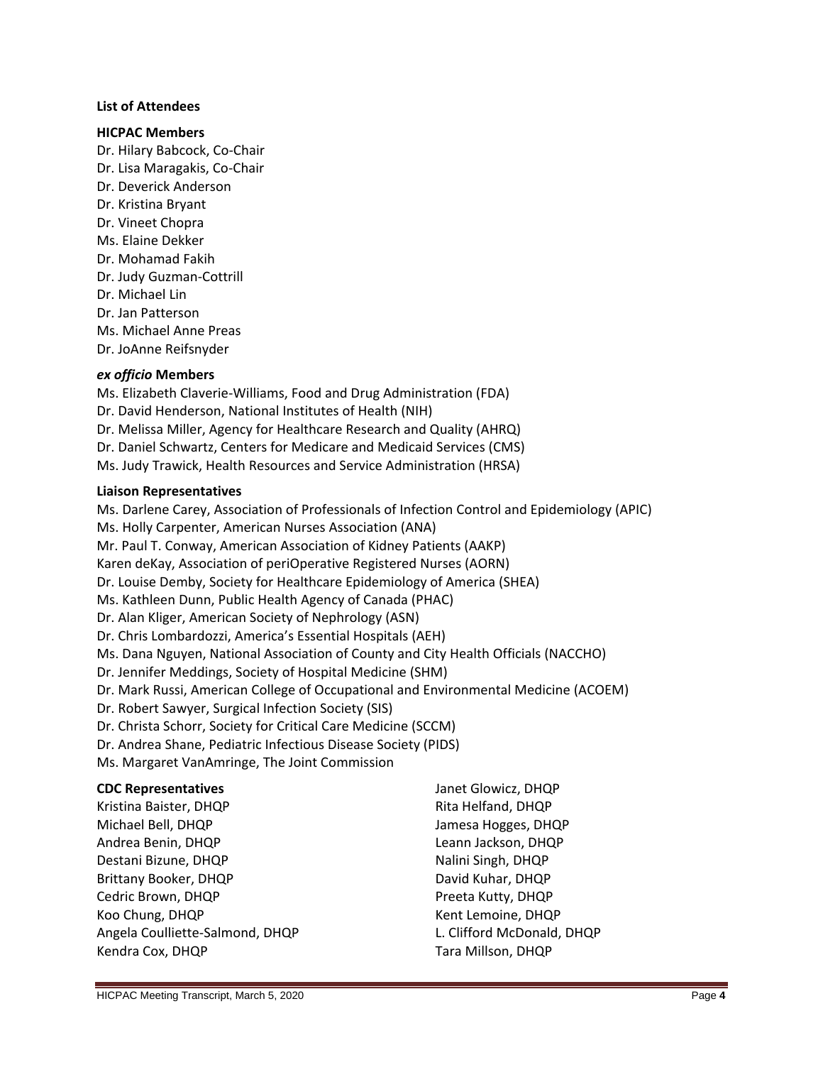**List of Attendees**

**HICPAC Members**

Dr. Hilary Babcock, Co-Chair
Dr. Lisa Maragakis, Co-Chair
Dr. Deverick Anderson
Dr. Kristina Bryant
Dr. Vineet Chopra
Ms. Elaine Dekker
Dr. Mohamad Fakih
Dr. Judy Guzman-Cottrill
Dr. Michael Lin
Dr. Jan Patterson
Ms. Michael Anne Preas
Dr. JoAnne Reifsnyder

***ex officio* Members**

Ms. Elizabeth Claverie-Williams, Food and Drug Administration (FDA)
Dr. David Henderson, National Institutes of Health (NIH)
Dr. Melissa Miller, Agency for Healthcare Research and Quality (AHRQ)
Dr. Daniel Schwartz, Centers for Medicare and Medicaid Services (CMS)
Ms. Judy Trawick, Health Resources and Service Administration (HRSA)

**Liaison Representatives**

Ms. Darlene Carey, Association of Professionals of Infection Control and Epidemiology (APIC)
Ms. Holly Carpenter, American Nurses Association (ANA)
Mr. Paul T. Conway, American Association of Kidney Patients (AAKP)
Karen deKay, Association of periOperative Registered Nurses (AORN)
Dr. Louise Demby, Society for Healthcare Epidemiology of America (SHEA)
Ms. Kathleen Dunn, Public Health Agency of Canada (PHAC)
Dr. Alan Kliger, American Society of Nephrology (ASN)
Dr. Chris Lombardozzi, America's Essential Hospitals (AEH)
Ms. Dana Nguyen, National Association of County and City Health Officials (NACCHO)
Dr. Jennifer Meddings, Society of Hospital Medicine (SHM)
Dr. Mark Russi, American College of Occupational and Environmental Medicine (ACOEM)
Dr. Robert Sawyer, Surgical Infection Society (SIS)
Dr. Christa Schorr, Society for Critical Care Medicine (SCCM)
Dr. Andrea Shane, Pediatric Infectious Disease Society (PIDS)
Ms. Margaret VanAmringe, The Joint Commission

**CDC Representatives**

Kristina Baister, DHQP
Michael Bell, DHQP
Andrea Benin, DHQP
Destani Bizune, DHQP
Brittany Booker, DHQP
Cedric Brown, DHQP
Koo Chung, DHQP
Angela Coulliette-Salmond, DHQP
Kendra Cox, DHQP
Janet Glowicz, DHQP
Rita Helfand, DHQP
Jamesa Hogges, DHQP
Leann Jackson, DHQP
Nalini Singh, DHQP
David Kuhar, DHQP
Preeta Kutty, DHQP
Kent Lemoine, DHQP
L. Clifford McDonald, DHQP
Tara Millson, DHQP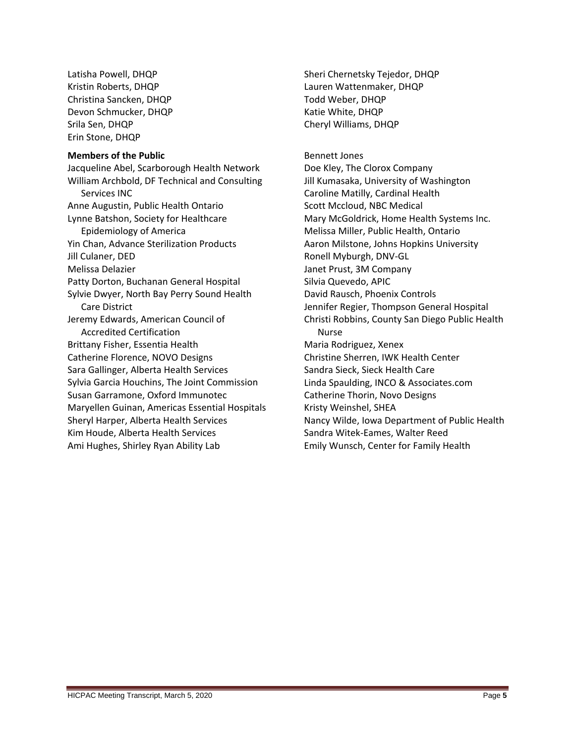Latisha Powell, DHQP
Kristin Roberts, DHQP
Christina Sancken, DHQP
Devon Schmucker, DHQP
Srila Sen, DHQP
Erin Stone, DHQP
Sheri Chernetsky Tejedor, DHQP
Lauren Wattenmaker, DHQP
Todd Weber, DHQP
Katie White, DHQP
Cheryl Williams, DHQP

**Members of the Public**

Jacqueline Abel, Scarborough Health Network
William Archbold, DF Technical and Consulting Services INC
Anne Augustin, Public Health Ontario
Lynne Batshon, Society for Healthcare Epidemiology of America
Yin Chan, Advance Sterilization Products
Jill Culaner, DED
Melissa Delazier
Patty Dorton, Buchanan General Hospital
Sylvie Dwyer, North Bay Perry Sound Health Care District
Jeremy Edwards, American Council of Accredited Certification
Brittany Fisher, Essentia Health
Catherine Florence, NOVO Designs
Sara Gallinger, Alberta Health Services
Sylvia Garcia Houchins, The Joint Commission
Susan Garramone, Oxford Immunotec
Maryellen Guinan, Americas Essential Hospitals
Sheryl Harper, Alberta Health Services
Kim Houde, Alberta Health Services
Ami Hughes, Shirley Ryan Ability Lab
Bennett Jones
Doe Kley, The Clorox Company
Jill Kumasaka, University of Washington
Caroline Matilly, Cardinal Health
Scott Mccloud, NBC Medical
Mary McGoldrick, Home Health Systems Inc.
Melissa Miller, Public Health, Ontario
Aaron Milstone, Johns Hopkins University
Ronell Myburgh, DNV-GL
Janet Prust, 3M Company
Silvia Quevedo, APIC
David Rausch, Phoenix Controls
Jennifer Regier, Thompson General Hospital
Christi Robbins, County San Diego Public Health Nurse
Maria Rodriguez, Xenex
Christine Sherren, IWK Health Center
Sandra Sieck, Sieck Health Care
Linda Spaulding, INCO & Associates.com
Catherine Thorin, Novo Designs
Kristy Weinshel, SHEA
Nancy Wilde, Iowa Department of Public Health
Sandra Witek-Eames, Walter Reed
Emily Wunsch, Center for Family Health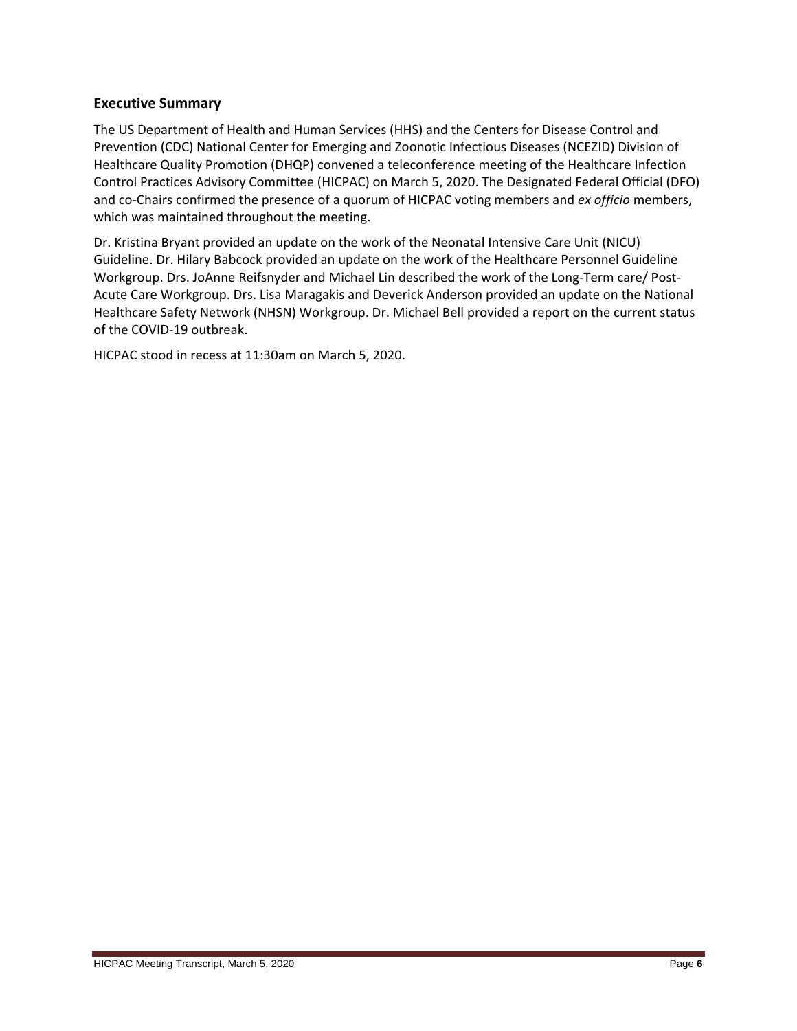## Executive Summary

The US Department of Health and Human Services (HHS) and the Centers for Disease Control and Prevention (CDC) National Center for Emerging and Zoonotic Infectious Diseases (NCEZID) Division of Healthcare Quality Promotion (DHQP) convened a teleconference meeting of the Healthcare Infection Control Practices Advisory Committee (HICPAC) on March 5, 2020. The Designated Federal Official (DFO) and co-Chairs confirmed the presence of a quorum of HICPAC voting members and *ex officio* members, which was maintained throughout the meeting.

Dr. Kristina Bryant provided an update on the work of the Neonatal Intensive Care Unit (NICU) Guideline. Dr. Hilary Babcock provided an update on the work of the Healthcare Personnel Guideline Workgroup. Drs. JoAnne Reifsnyder and Michael Lin described the work of the Long-Term care/ Post-Acute Care Workgroup. Drs. Lisa Maragakis and Deverick Anderson provided an update on the National Healthcare Safety Network (NHSN) Workgroup. Dr. Michael Bell provided a report on the current status of the COVID-19 outbreak.

HICPAC stood in recess at 11:30am on March 5, 2020.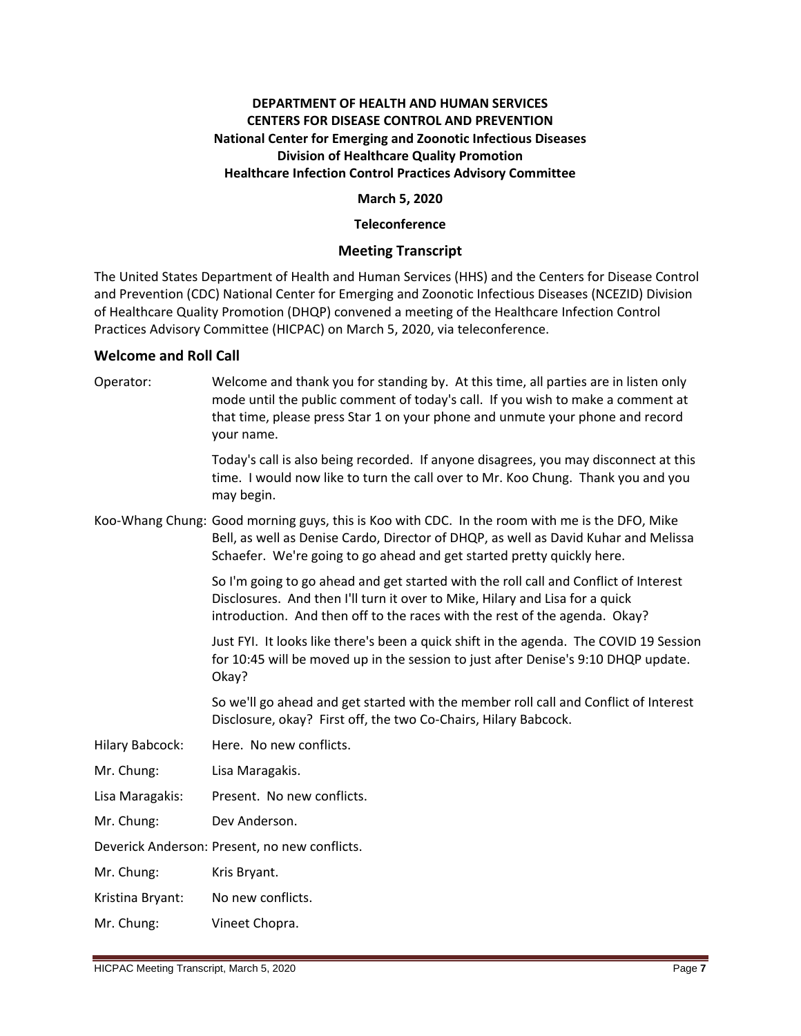**DEPARTMENT OF HEALTH AND HUMAN SERVICES**
**CENTERS FOR DISEASE CONTROL AND PREVENTION**
**National Center for Emerging and Zoonotic Infectious Diseases**
**Division of Healthcare Quality Promotion**
**Healthcare Infection Control Practices Advisory Committee**

**March 5, 2020**

**Teleconference**

# Meeting Transcript

The United States Department of Health and Human Services (HHS) and the Centers for Disease Control and Prevention (CDC) National Center for Emerging and Zoonotic Infectious Diseases (NCEZID) Division of Healthcare Quality Promotion (DHQP) convened a meeting of the Healthcare Infection Control Practices Advisory Committee (HICPAC) on March 5, 2020, via teleconference.

## Welcome and Roll Call

Operator: Welcome and thank you for standing by. At this time, all parties are in listen only mode until the public comment of today's call. If you wish to make a comment at that time, please press Star 1 on your phone and unmute your phone and record your name.

Today's call is also being recorded. If anyone disagrees, you may disconnect at this time. I would now like to turn the call over to Mr. Koo Chung. Thank you and you may begin.

Koo-Whang Chung: Good morning guys, this is Koo with CDC. In the room with me is the DFO, Mike Bell, as well as Denise Cardo, Director of DHQP, as well as David Kuhar and Melissa Schaefer. We're going to go ahead and get started pretty quickly here.

So I'm going to go ahead and get started with the roll call and Conflict of Interest Disclosures. And then I'll turn it over to Mike, Hilary and Lisa for a quick introduction. And then off to the races with the rest of the agenda. Okay?

Just FYI. It looks like there's been a quick shift in the agenda. The COVID 19 Session for 10:45 will be moved up in the session to just after Denise's 9:10 DHQP update. Okay?

So we'll go ahead and get started with the member roll call and Conflict of Interest Disclosure, okay? First off, the two Co-Chairs, Hilary Babcock.

Hilary Babcock: Here. No new conflicts.

Mr. Chung: Lisa Maragakis.

Lisa Maragakis: Present. No new conflicts.

Mr. Chung: Dev Anderson.

Deverick Anderson: Present, no new conflicts.

Mr. Chung: Kris Bryant.

Kristina Bryant: No new conflicts.

Mr. Chung: Vineet Chopra.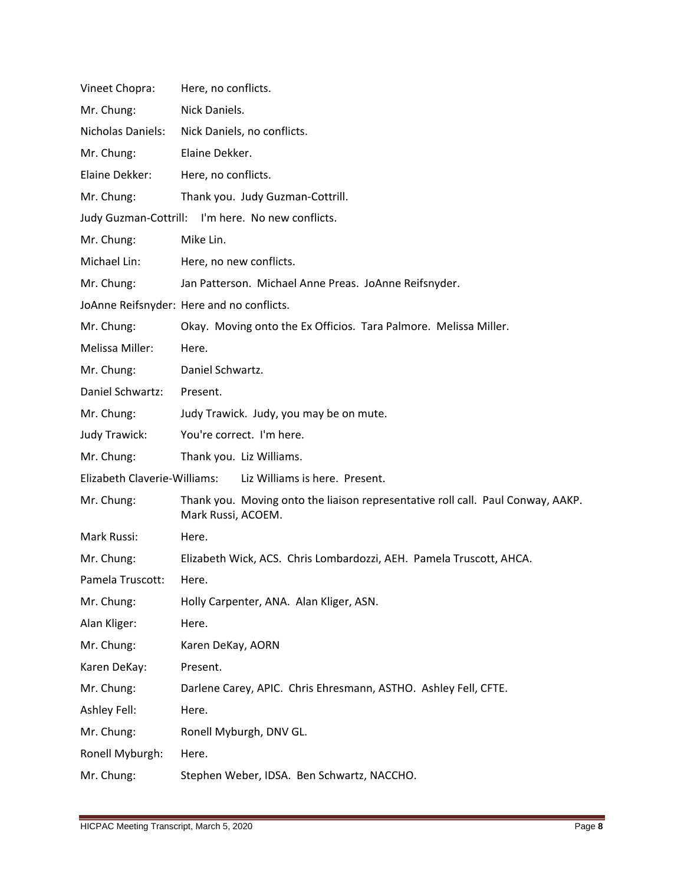Vineet Chopra: Here, no conflicts.

Mr. Chung: Nick Daniels.

Nicholas Daniels: Nick Daniels, no conflicts.

Mr. Chung: Elaine Dekker.

Elaine Dekker: Here, no conflicts.

Mr. Chung: Thank you. Judy Guzman-Cottrill.

Judy Guzman-Cottrill: I'm here. No new conflicts.

Mr. Chung: Mike Lin.

Michael Lin: Here, no new conflicts.

Mr. Chung: Jan Patterson. Michael Anne Preas. JoAnne Reifsnyder.

JoAnne Reifsnyder: Here and no conflicts.

Mr. Chung: Okay. Moving onto the Ex Officios. Tara Palmore. Melissa Miller.

Melissa Miller: Here.

Mr. Chung: Daniel Schwartz.

Daniel Schwartz: Present.

Mr. Chung: Judy Trawick. Judy, you may be on mute.

Judy Trawick: You're correct. I'm here.

Mr. Chung: Thank you. Liz Williams.

Elizabeth Claverie-Williams: Liz Williams is here. Present.

Mr. Chung: Thank you. Moving onto the liaison representative roll call. Paul Conway, AAKP. Mark Russi, ACOEM.

Mark Russi: Here.

Mr. Chung: Elizabeth Wick, ACS. Chris Lombardozzi, AEH. Pamela Truscott, AHCA.

Pamela Truscott: Here.

Mr. Chung: Holly Carpenter, ANA. Alan Kliger, ASN.

Alan Kliger: Here.

Mr. Chung: Karen DeKay, AORN

Karen DeKay: Present.

Mr. Chung: Darlene Carey, APIC. Chris Ehresmann, ASTHO. Ashley Fell, CFTE.

Ashley Fell: Here.

Mr. Chung: Ronell Myburgh, DNV GL.

Ronell Myburgh: Here.

Mr. Chung: Stephen Weber, IDSA. Ben Schwartz, NACCHO.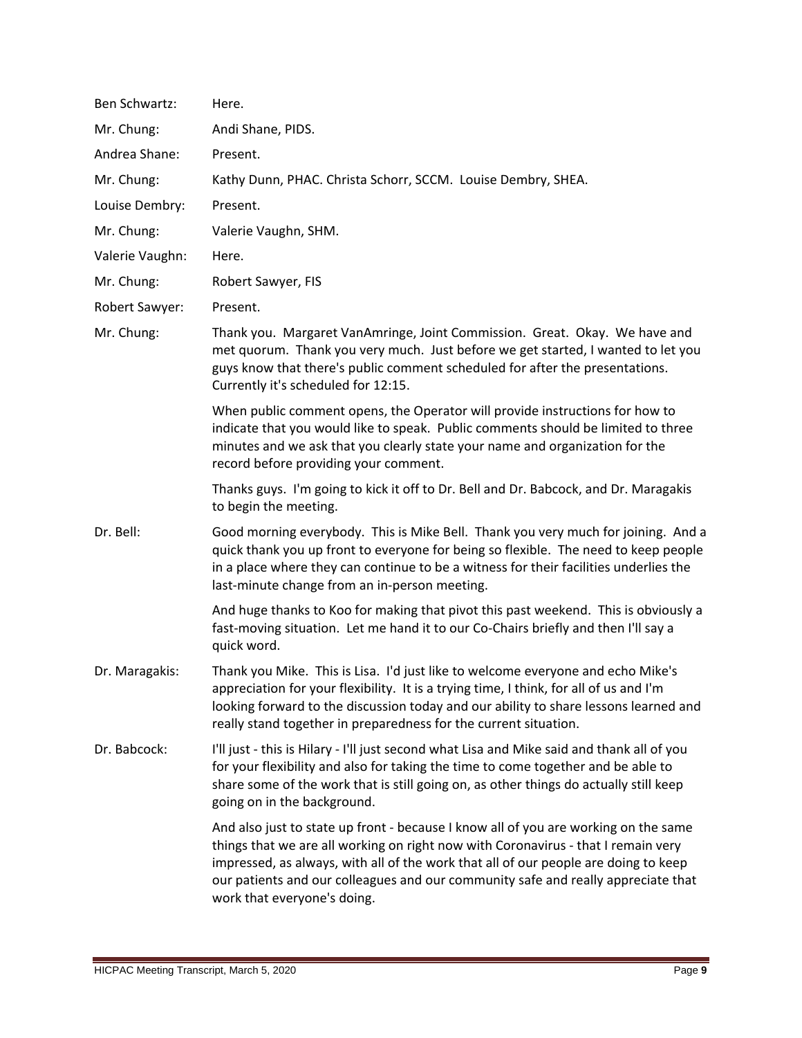Ben Schwartz: Here.

Mr. Chung: Andi Shane, PIDS.

Andrea Shane: Present.

Mr. Chung: Kathy Dunn, PHAC. Christa Schorr, SCCM. Louise Dembry, SHEA.

Louise Dembry: Present.

Mr. Chung: Valerie Vaughn, SHM.

Valerie Vaughn: Here.

Mr. Chung: Robert Sawyer, FIS

Robert Sawyer: Present.

Mr. Chung: Thank you. Margaret VanAmringe, Joint Commission. Great. Okay. We have and met quorum. Thank you very much. Just before we get started, I wanted to let you guys know that there's public comment scheduled for after the presentations. Currently it's scheduled for 12:15.

When public comment opens, the Operator will provide instructions for how to indicate that you would like to speak. Public comments should be limited to three minutes and we ask that you clearly state your name and organization for the record before providing your comment.

Thanks guys. I'm going to kick it off to Dr. Bell and Dr. Babcock, and Dr. Maragakis to begin the meeting.

Dr. Bell: Good morning everybody. This is Mike Bell. Thank you very much for joining. And a quick thank you up front to everyone for being so flexible. The need to keep people in a place where they can continue to be a witness for their facilities underlies the last-minute change from an in-person meeting.

And huge thanks to Koo for making that pivot this past weekend. This is obviously a fast-moving situation. Let me hand it to our Co-Chairs briefly and then I'll say a quick word.

Dr. Maragakis: Thank you Mike. This is Lisa. I'd just like to welcome everyone and echo Mike's appreciation for your flexibility. It is a trying time, I think, for all of us and I'm looking forward to the discussion today and our ability to share lessons learned and really stand together in preparedness for the current situation.

Dr. Babcock: I'll just - this is Hilary - I'll just second what Lisa and Mike said and thank all of you for your flexibility and also for taking the time to come together and be able to share some of the work that is still going on, as other things do actually still keep going on in the background.

And also just to state up front - because I know all of you are working on the same things that we are all working on right now with Coronavirus - that I remain very impressed, as always, with all of the work that all of our people are doing to keep our patients and our colleagues and our community safe and really appreciate that work that everyone's doing.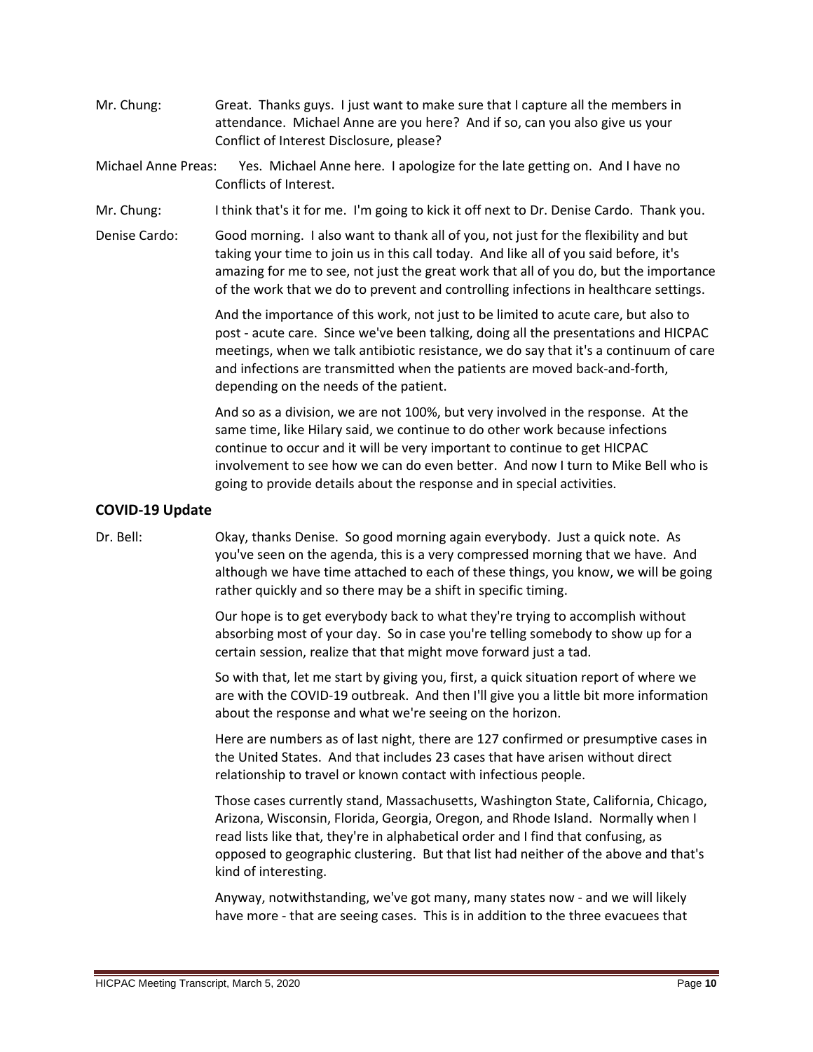Mr. Chung: Great. Thanks guys. I just want to make sure that I capture all the members in attendance. Michael Anne are you here? And if so, can you also give us your Conflict of Interest Disclosure, please?

Michael Anne Preas: Yes. Michael Anne here. I apologize for the late getting on. And I have no Conflicts of Interest.

Mr. Chung: I think that's it for me. I'm going to kick it off next to Dr. Denise Cardo. Thank you.

Denise Cardo: Good morning. I also want to thank all of you, not just for the flexibility and but taking your time to join us in this call today. And like all of you said before, it's amazing for me to see, not just the great work that all of you do, but the importance of the work that we do to prevent and controlling infections in healthcare settings.

And the importance of this work, not just to be limited to acute care, but also to post - acute care. Since we've been talking, doing all the presentations and HICPAC meetings, when we talk antibiotic resistance, we do say that it's a continuum of care and infections are transmitted when the patients are moved back-and-forth, depending on the needs of the patient.

And so as a division, we are not 100%, but very involved in the response. At the same time, like Hilary said, we continue to do other work because infections continue to occur and it will be very important to continue to get HICPAC involvement to see how we can do even better. And now I turn to Mike Bell who is going to provide details about the response and in special activities.

## COVID-19 Update

Dr. Bell: Okay, thanks Denise. So good morning again everybody. Just a quick note. As you've seen on the agenda, this is a very compressed morning that we have. And although we have time attached to each of these things, you know, we will be going rather quickly and so there may be a shift in specific timing.

Our hope is to get everybody back to what they're trying to accomplish without absorbing most of your day. So in case you're telling somebody to show up for a certain session, realize that that might move forward just a tad.

So with that, let me start by giving you, first, a quick situation report of where we are with the COVID-19 outbreak. And then I'll give you a little bit more information about the response and what we're seeing on the horizon.

Here are numbers as of last night, there are 127 confirmed or presumptive cases in the United States. And that includes 23 cases that have arisen without direct relationship to travel or known contact with infectious people.

Those cases currently stand, Massachusetts, Washington State, California, Chicago, Arizona, Wisconsin, Florida, Georgia, Oregon, and Rhode Island. Normally when I read lists like that, they're in alphabetical order and I find that confusing, as opposed to geographic clustering. But that list had neither of the above and that's kind of interesting.

Anyway, notwithstanding, we've got many, many states now - and we will likely have more - that are seeing cases. This is in addition to the three evacuees that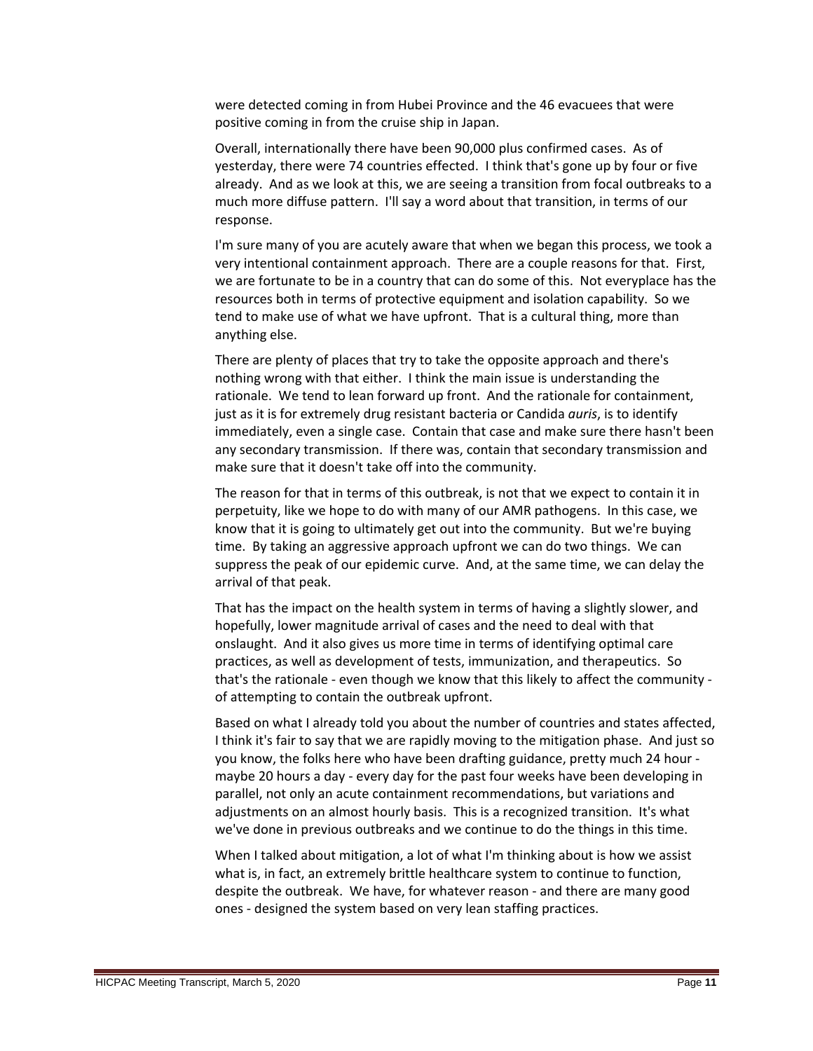were detected coming in from Hubei Province and the 46 evacuees that were positive coming in from the cruise ship in Japan.

Overall, internationally there have been 90,000 plus confirmed cases. As of yesterday, there were 74 countries effected. I think that's gone up by four or five already. And as we look at this, we are seeing a transition from focal outbreaks to a much more diffuse pattern. I'll say a word about that transition, in terms of our response.

I'm sure many of you are acutely aware that when we began this process, we took a very intentional containment approach. There are a couple reasons for that. First, we are fortunate to be in a country that can do some of this. Not everyplace has the resources both in terms of protective equipment and isolation capability. So we tend to make use of what we have upfront. That is a cultural thing, more than anything else.

There are plenty of places that try to take the opposite approach and there's nothing wrong with that either. I think the main issue is understanding the rationale. We tend to lean forward up front. And the rationale for containment, just as it is for extremely drug resistant bacteria or Candida *auris*, is to identify immediately, even a single case. Contain that case and make sure there hasn't been any secondary transmission. If there was, contain that secondary transmission and make sure that it doesn't take off into the community.

The reason for that in terms of this outbreak, is not that we expect to contain it in perpetuity, like we hope to do with many of our AMR pathogens. In this case, we know that it is going to ultimately get out into the community. But we're buying time. By taking an aggressive approach upfront we can do two things. We can suppress the peak of our epidemic curve. And, at the same time, we can delay the arrival of that peak.

That has the impact on the health system in terms of having a slightly slower, and hopefully, lower magnitude arrival of cases and the need to deal with that onslaught. And it also gives us more time in terms of identifying optimal care practices, as well as development of tests, immunization, and therapeutics. So that's the rationale - even though we know that this likely to affect the community - of attempting to contain the outbreak upfront.

Based on what I already told you about the number of countries and states affected, I think it's fair to say that we are rapidly moving to the mitigation phase. And just so you know, the folks here who have been drafting guidance, pretty much 24 hour - maybe 20 hours a day - every day for the past four weeks have been developing in parallel, not only an acute containment recommendations, but variations and adjustments on an almost hourly basis. This is a recognized transition. It's what we've done in previous outbreaks and we continue to do the things in this time.

When I talked about mitigation, a lot of what I'm thinking about is how we assist what is, in fact, an extremely brittle healthcare system to continue to function, despite the outbreak. We have, for whatever reason - and there are many good ones - designed the system based on very lean staffing practices.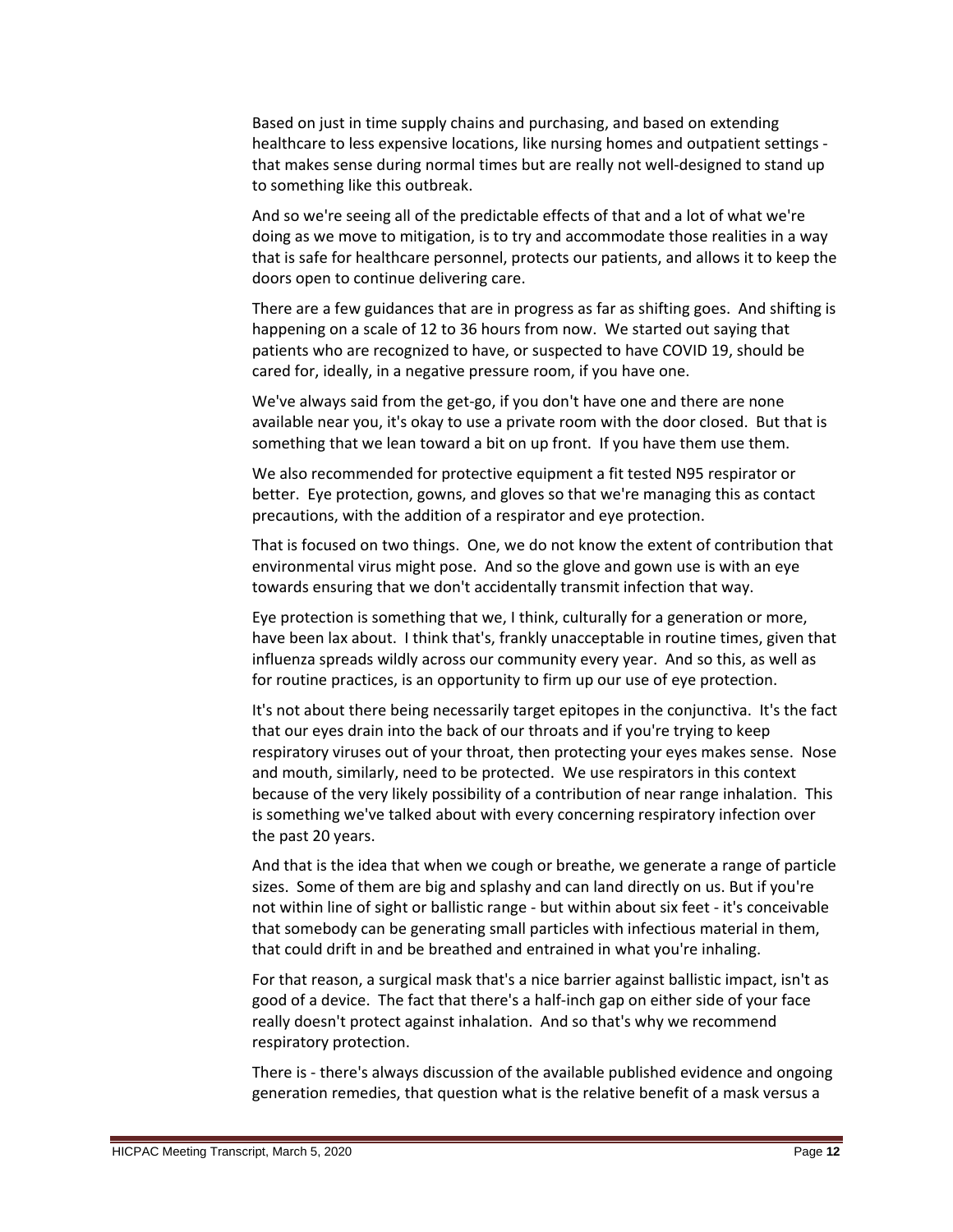Based on just in time supply chains and purchasing, and based on extending healthcare to less expensive locations, like nursing homes and outpatient settings - that makes sense during normal times but are really not well-designed to stand up to something like this outbreak.

And so we're seeing all of the predictable effects of that and a lot of what we're doing as we move to mitigation, is to try and accommodate those realities in a way that is safe for healthcare personnel, protects our patients, and allows it to keep the doors open to continue delivering care.

There are a few guidances that are in progress as far as shifting goes. And shifting is happening on a scale of 12 to 36 hours from now. We started out saying that patients who are recognized to have, or suspected to have COVID 19, should be cared for, ideally, in a negative pressure room, if you have one.

We've always said from the get-go, if you don't have one and there are none available near you, it's okay to use a private room with the door closed. But that is something that we lean toward a bit on up front. If you have them use them.

We also recommended for protective equipment a fit tested N95 respirator or better. Eye protection, gowns, and gloves so that we're managing this as contact precautions, with the addition of a respirator and eye protection.

That is focused on two things. One, we do not know the extent of contribution that environmental virus might pose. And so the glove and gown use is with an eye towards ensuring that we don't accidentally transmit infection that way.

Eye protection is something that we, I think, culturally for a generation or more, have been lax about. I think that's, frankly unacceptable in routine times, given that influenza spreads wildly across our community every year. And so this, as well as for routine practices, is an opportunity to firm up our use of eye protection.

It's not about there being necessarily target epitopes in the conjunctiva. It's the fact that our eyes drain into the back of our throats and if you're trying to keep respiratory viruses out of your throat, then protecting your eyes makes sense. Nose and mouth, similarly, need to be protected. We use respirators in this context because of the very likely possibility of a contribution of near range inhalation. This is something we've talked about with every concerning respiratory infection over the past 20 years.

And that is the idea that when we cough or breathe, we generate a range of particle sizes. Some of them are big and splashy and can land directly on us. But if you're not within line of sight or ballistic range - but within about six feet - it's conceivable that somebody can be generating small particles with infectious material in them, that could drift in and be breathed and entrained in what you're inhaling.

For that reason, a surgical mask that's a nice barrier against ballistic impact, isn't as good of a device. The fact that there's a half-inch gap on either side of your face really doesn't protect against inhalation. And so that's why we recommend respiratory protection.

There is - there's always discussion of the available published evidence and ongoing generation remedies, that question what is the relative benefit of a mask versus a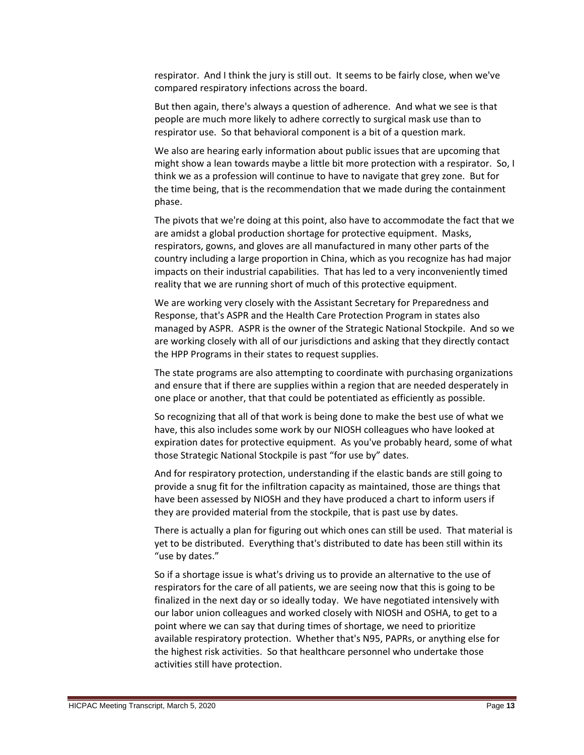respirator. And I think the jury is still out. It seems to be fairly close, when we've compared respiratory infections across the board.

But then again, there's always a question of adherence. And what we see is that people are much more likely to adhere correctly to surgical mask use than to respirator use. So that behavioral component is a bit of a question mark.

We also are hearing early information about public issues that are upcoming that might show a lean towards maybe a little bit more protection with a respirator. So, I think we as a profession will continue to have to navigate that grey zone. But for the time being, that is the recommendation that we made during the containment phase.

The pivots that we're doing at this point, also have to accommodate the fact that we are amidst a global production shortage for protective equipment. Masks, respirators, gowns, and gloves are all manufactured in many other parts of the country including a large proportion in China, which as you recognize has had major impacts on their industrial capabilities. That has led to a very inconveniently timed reality that we are running short of much of this protective equipment.

We are working very closely with the Assistant Secretary for Preparedness and Response, that's ASPR and the Health Care Protection Program in states also managed by ASPR. ASPR is the owner of the Strategic National Stockpile. And so we are working closely with all of our jurisdictions and asking that they directly contact the HPP Programs in their states to request supplies.

The state programs are also attempting to coordinate with purchasing organizations and ensure that if there are supplies within a region that are needed desperately in one place or another, that that could be potentiated as efficiently as possible.

So recognizing that all of that work is being done to make the best use of what we have, this also includes some work by our NIOSH colleagues who have looked at expiration dates for protective equipment. As you've probably heard, some of what those Strategic National Stockpile is past "for use by" dates.

And for respiratory protection, understanding if the elastic bands are still going to provide a snug fit for the infiltration capacity as maintained, those are things that have been assessed by NIOSH and they have produced a chart to inform users if they are provided material from the stockpile, that is past use by dates.

There is actually a plan for figuring out which ones can still be used. That material is yet to be distributed. Everything that's distributed to date has been still within its "use by dates."

So if a shortage issue is what's driving us to provide an alternative to the use of respirators for the care of all patients, we are seeing now that this is going to be finalized in the next day or so ideally today. We have negotiated intensively with our labor union colleagues and worked closely with NIOSH and OSHA, to get to a point where we can say that during times of shortage, we need to prioritize available respiratory protection. Whether that's N95, PAPRs, or anything else for the highest risk activities. So that healthcare personnel who undertake those activities still have protection.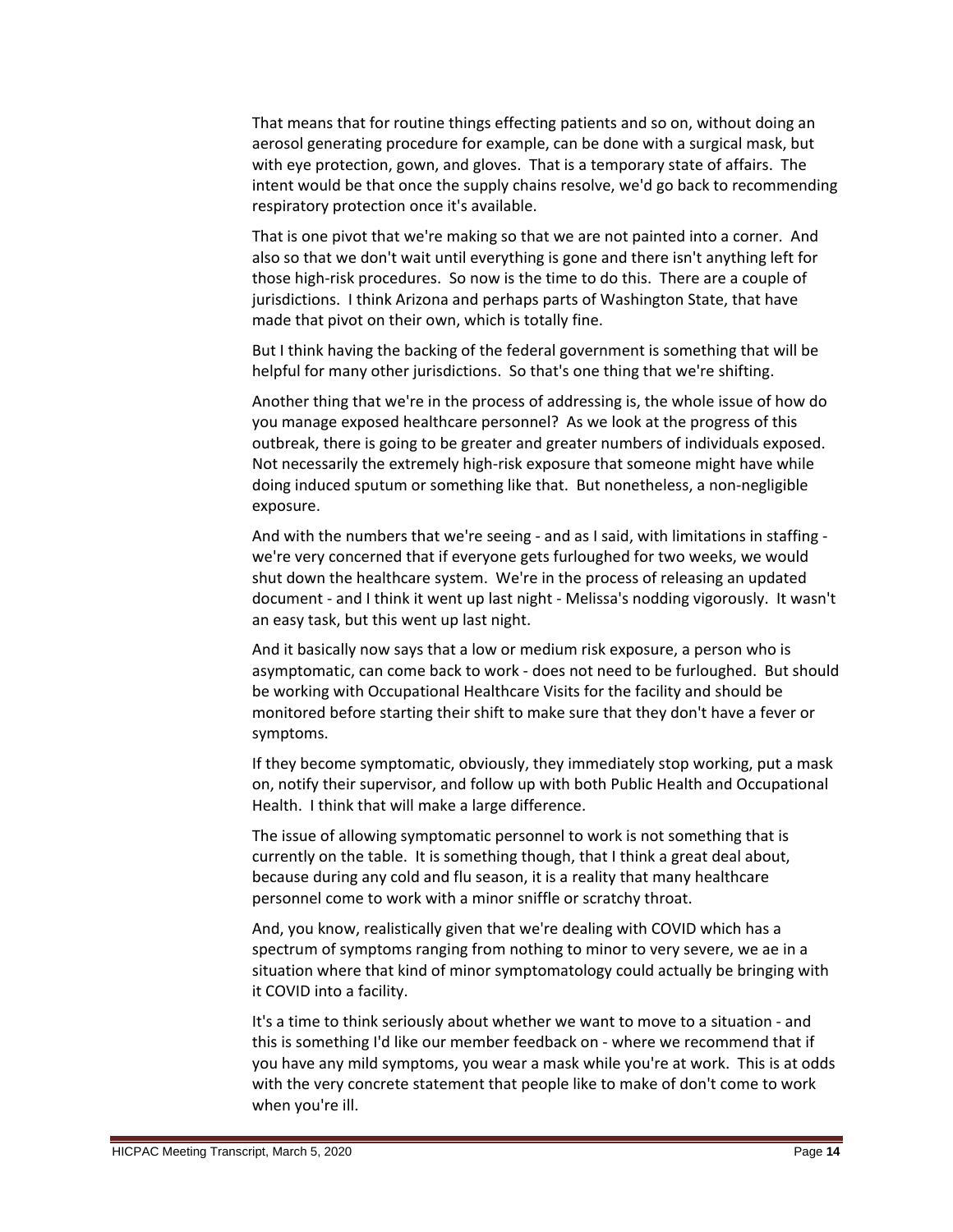That means that for routine things effecting patients and so on, without doing an aerosol generating procedure for example, can be done with a surgical mask, but with eye protection, gown, and gloves. That is a temporary state of affairs. The intent would be that once the supply chains resolve, we'd go back to recommending respiratory protection once it's available.

That is one pivot that we're making so that we are not painted into a corner. And also so that we don't wait until everything is gone and there isn't anything left for those high-risk procedures. So now is the time to do this. There are a couple of jurisdictions. I think Arizona and perhaps parts of Washington State, that have made that pivot on their own, which is totally fine.

But I think having the backing of the federal government is something that will be helpful for many other jurisdictions. So that's one thing that we're shifting.

Another thing that we're in the process of addressing is, the whole issue of how do you manage exposed healthcare personnel? As we look at the progress of this outbreak, there is going to be greater and greater numbers of individuals exposed. Not necessarily the extremely high-risk exposure that someone might have while doing induced sputum or something like that. But nonetheless, a non-negligible exposure.

And with the numbers that we're seeing - and as I said, with limitations in staffing - we're very concerned that if everyone gets furloughed for two weeks, we would shut down the healthcare system. We're in the process of releasing an updated document - and I think it went up last night - Melissa's nodding vigorously. It wasn't an easy task, but this went up last night.

And it basically now says that a low or medium risk exposure, a person who is asymptomatic, can come back to work - does not need to be furloughed. But should be working with Occupational Healthcare Visits for the facility and should be monitored before starting their shift to make sure that they don't have a fever or symptoms.

If they become symptomatic, obviously, they immediately stop working, put a mask on, notify their supervisor, and follow up with both Public Health and Occupational Health. I think that will make a large difference.

The issue of allowing symptomatic personnel to work is not something that is currently on the table. It is something though, that I think a great deal about, because during any cold and flu season, it is a reality that many healthcare personnel come to work with a minor sniffle or scratchy throat.

And, you know, realistically given that we're dealing with COVID which has a spectrum of symptoms ranging from nothing to minor to very severe, we ae in a situation where that kind of minor symptomatology could actually be bringing with it COVID into a facility.

It's a time to think seriously about whether we want to move to a situation - and this is something I'd like our member feedback on - where we recommend that if you have any mild symptoms, you wear a mask while you're at work. This is at odds with the very concrete statement that people like to make of don't come to work when you're ill.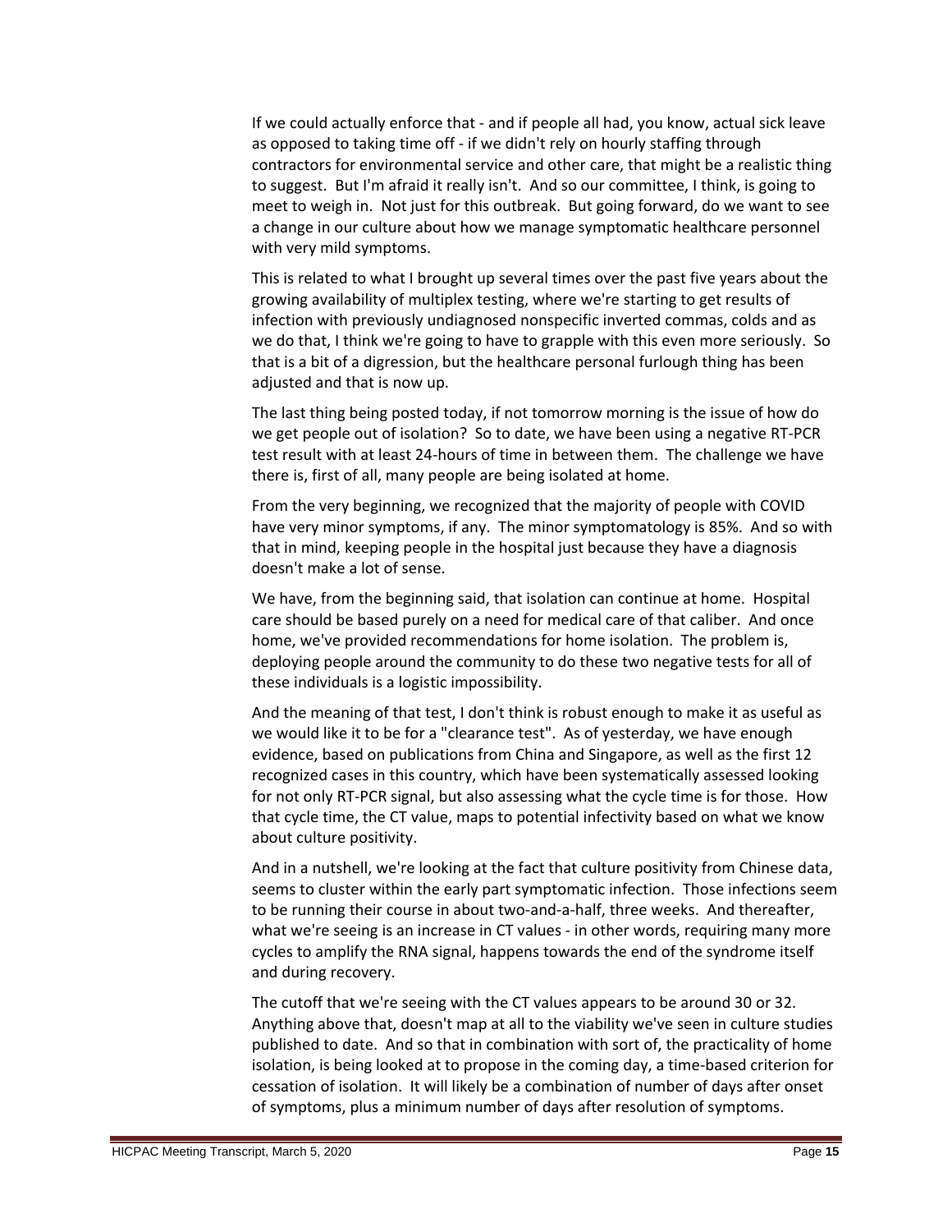If we could actually enforce that - and if people all had, you know, actual sick leave as opposed to taking time off - if we didn't rely on hourly staffing through contractors for environmental service and other care, that might be a realistic thing to suggest. But I'm afraid it really isn't. And so our committee, I think, is going to meet to weigh in. Not just for this outbreak. But going forward, do we want to see a change in our culture about how we manage symptomatic healthcare personnel with very mild symptoms.

This is related to what I brought up several times over the past five years about the growing availability of multiplex testing, where we're starting to get results of infection with previously undiagnosed nonspecific inverted commas, colds and as we do that, I think we're going to have to grapple with this even more seriously. So that is a bit of a digression, but the healthcare personal furlough thing has been adjusted and that is now up.

The last thing being posted today, if not tomorrow morning is the issue of how do we get people out of isolation? So to date, we have been using a negative RT-PCR test result with at least 24-hours of time in between them. The challenge we have there is, first of all, many people are being isolated at home.

From the very beginning, we recognized that the majority of people with COVID have very minor symptoms, if any. The minor symptomatology is 85%. And so with that in mind, keeping people in the hospital just because they have a diagnosis doesn't make a lot of sense.

We have, from the beginning said, that isolation can continue at home. Hospital care should be based purely on a need for medical care of that caliber. And once home, we've provided recommendations for home isolation. The problem is, deploying people around the community to do these two negative tests for all of these individuals is a logistic impossibility.

And the meaning of that test, I don't think is robust enough to make it as useful as we would like it to be for a "clearance test". As of yesterday, we have enough evidence, based on publications from China and Singapore, as well as the first 12 recognized cases in this country, which have been systematically assessed looking for not only RT-PCR signal, but also assessing what the cycle time is for those. How that cycle time, the CT value, maps to potential infectivity based on what we know about culture positivity.

And in a nutshell, we're looking at the fact that culture positivity from Chinese data, seems to cluster within the early part symptomatic infection. Those infections seem to be running their course in about two-and-a-half, three weeks. And thereafter, what we're seeing is an increase in CT values - in other words, requiring many more cycles to amplify the RNA signal, happens towards the end of the syndrome itself and during recovery.

The cutoff that we're seeing with the CT values appears to be around 30 or 32. Anything above that, doesn't map at all to the viability we've seen in culture studies published to date. And so that in combination with sort of, the practicality of home isolation, is being looked at to propose in the coming day, a time-based criterion for cessation of isolation. It will likely be a combination of number of days after onset of symptoms, plus a minimum number of days after resolution of symptoms.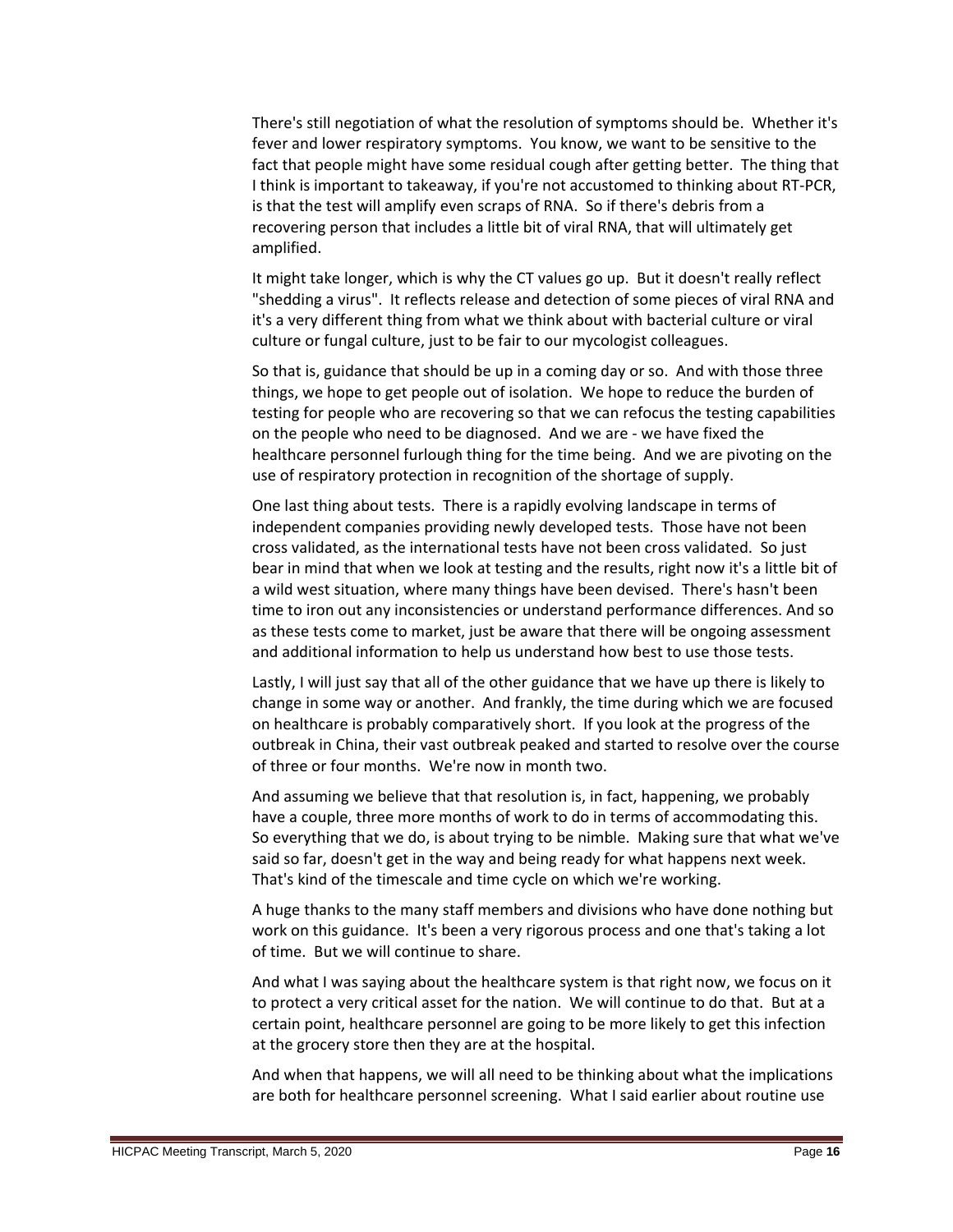There's still negotiation of what the resolution of symptoms should be. Whether it's fever and lower respiratory symptoms. You know, we want to be sensitive to the fact that people might have some residual cough after getting better. The thing that I think is important to takeaway, if you're not accustomed to thinking about RT-PCR, is that the test will amplify even scraps of RNA. So if there's debris from a recovering person that includes a little bit of viral RNA, that will ultimately get amplified.

It might take longer, which is why the CT values go up. But it doesn't really reflect "shedding a virus". It reflects release and detection of some pieces of viral RNA and it's a very different thing from what we think about with bacterial culture or viral culture or fungal culture, just to be fair to our mycologist colleagues.

So that is, guidance that should be up in a coming day or so. And with those three things, we hope to get people out of isolation. We hope to reduce the burden of testing for people who are recovering so that we can refocus the testing capabilities on the people who need to be diagnosed. And we are - we have fixed the healthcare personnel furlough thing for the time being. And we are pivoting on the use of respiratory protection in recognition of the shortage of supply.

One last thing about tests. There is a rapidly evolving landscape in terms of independent companies providing newly developed tests. Those have not been cross validated, as the international tests have not been cross validated. So just bear in mind that when we look at testing and the results, right now it's a little bit of a wild west situation, where many things have been devised. There's hasn't been time to iron out any inconsistencies or understand performance differences. And so as these tests come to market, just be aware that there will be ongoing assessment and additional information to help us understand how best to use those tests.

Lastly, I will just say that all of the other guidance that we have up there is likely to change in some way or another. And frankly, the time during which we are focused on healthcare is probably comparatively short. If you look at the progress of the outbreak in China, their vast outbreak peaked and started to resolve over the course of three or four months. We're now in month two.

And assuming we believe that that resolution is, in fact, happening, we probably have a couple, three more months of work to do in terms of accommodating this. So everything that we do, is about trying to be nimble. Making sure that what we've said so far, doesn't get in the way and being ready for what happens next week. That's kind of the timescale and time cycle on which we're working.

A huge thanks to the many staff members and divisions who have done nothing but work on this guidance. It's been a very rigorous process and one that's taking a lot of time. But we will continue to share.

And what I was saying about the healthcare system is that right now, we focus on it to protect a very critical asset for the nation. We will continue to do that. But at a certain point, healthcare personnel are going to be more likely to get this infection at the grocery store then they are at the hospital.

And when that happens, we will all need to be thinking about what the implications are both for healthcare personnel screening. What I said earlier about routine use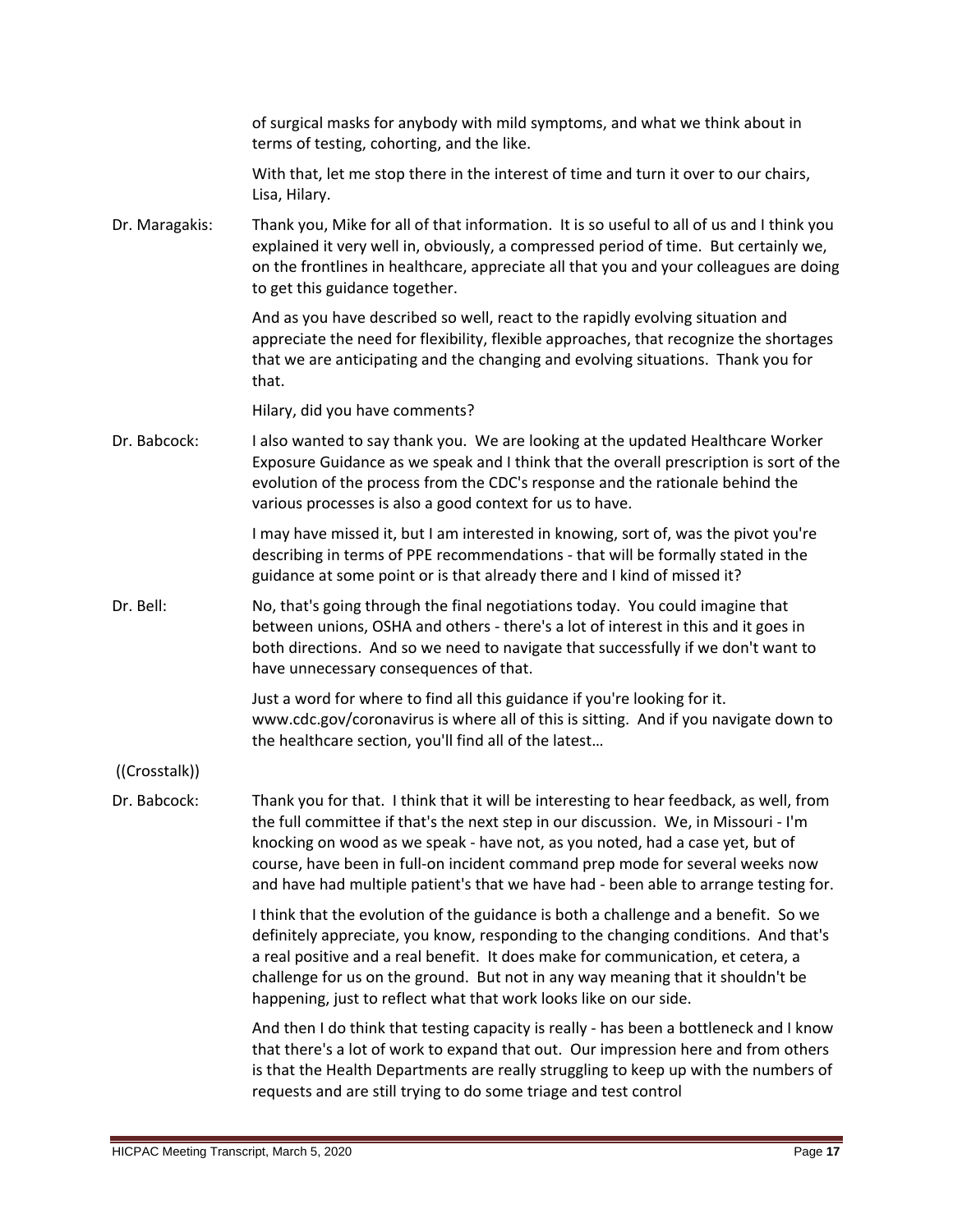of surgical masks for anybody with mild symptoms, and what we think about in terms of testing, cohorting, and the like.

With that, let me stop there in the interest of time and turn it over to our chairs, Lisa, Hilary.

Dr. Maragakis: Thank you, Mike for all of that information. It is so useful to all of us and I think you explained it very well in, obviously, a compressed period of time. But certainly we, on the frontlines in healthcare, appreciate all that you and your colleagues are doing to get this guidance together.

And as you have described so well, react to the rapidly evolving situation and appreciate the need for flexibility, flexible approaches, that recognize the shortages that we are anticipating and the changing and evolving situations. Thank you for that.

Hilary, did you have comments?

Dr. Babcock: I also wanted to say thank you. We are looking at the updated Healthcare Worker Exposure Guidance as we speak and I think that the overall prescription is sort of the evolution of the process from the CDC's response and the rationale behind the various processes is also a good context for us to have.

I may have missed it, but I am interested in knowing, sort of, was the pivot you're describing in terms of PPE recommendations - that will be formally stated in the guidance at some point or is that already there and I kind of missed it?

Dr. Bell: No, that's going through the final negotiations today. You could imagine that between unions, OSHA and others - there's a lot of interest in this and it goes in both directions. And so we need to navigate that successfully if we don't want to have unnecessary consequences of that.

Just a word for where to find all this guidance if you're looking for it. www.cdc.gov/coronavirus is where all of this is sitting. And if you navigate down to the healthcare section, you'll find all of the latest…

((Crosstalk))

Dr. Babcock: Thank you for that. I think that it will be interesting to hear feedback, as well, from the full committee if that's the next step in our discussion. We, in Missouri - I'm knocking on wood as we speak - have not, as you noted, had a case yet, but of course, have been in full-on incident command prep mode for several weeks now and have had multiple patient's that we have had - been able to arrange testing for.

I think that the evolution of the guidance is both a challenge and a benefit. So we definitely appreciate, you know, responding to the changing conditions. And that's a real positive and a real benefit. It does make for communication, et cetera, a challenge for us on the ground. But not in any way meaning that it shouldn't be happening, just to reflect what that work looks like on our side.

And then I do think that testing capacity is really - has been a bottleneck and I know that there's a lot of work to expand that out. Our impression here and from others is that the Health Departments are really struggling to keep up with the numbers of requests and are still trying to do some triage and test control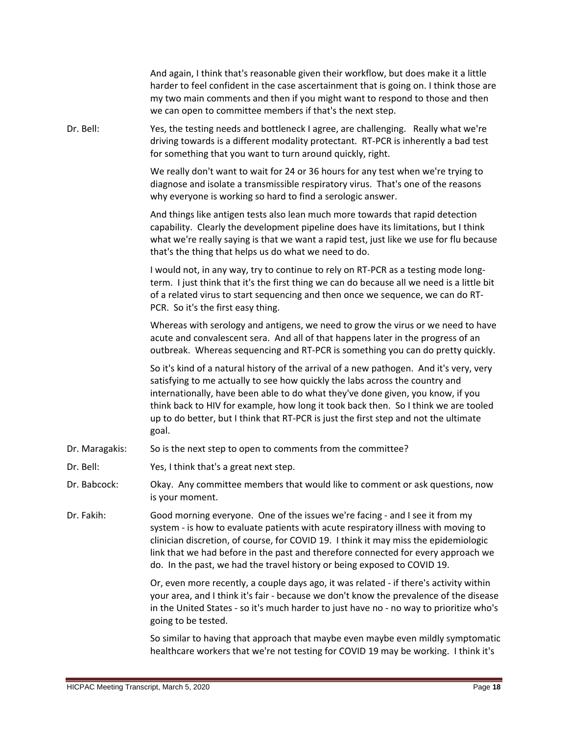And again, I think that's reasonable given their workflow, but does make it a little harder to feel confident in the case ascertainment that is going on. I think those are my two main comments and then if you might want to respond to those and then we can open to committee members if that's the next step.

**Dr. Bell:** Yes, the testing needs and bottleneck I agree, are challenging. Really what we're driving towards is a different modality protectant. RT-PCR is inherently a bad test for something that you want to turn around quickly, right.

We really don't want to wait for 24 or 36 hours for any test when we're trying to diagnose and isolate a transmissible respiratory virus. That's one of the reasons why everyone is working so hard to find a serologic answer.

And things like antigen tests also lean much more towards that rapid detection capability. Clearly the development pipeline does have its limitations, but I think what we're really saying is that we want a rapid test, just like we use for flu because that's the thing that helps us do what we need to do.

I would not, in any way, try to continue to rely on RT-PCR as a testing mode long-term. I just think that it's the first thing we can do because all we need is a little bit of a related virus to start sequencing and then once we sequence, we can do RT-PCR. So it's the first easy thing.

Whereas with serology and antigens, we need to grow the virus or we need to have acute and convalescent sera. And all of that happens later in the progress of an outbreak. Whereas sequencing and RT-PCR is something you can do pretty quickly.

So it's kind of a natural history of the arrival of a new pathogen. And it's very, very satisfying to me actually to see how quickly the labs across the country and internationally, have been able to do what they've done given, you know, if you think back to HIV for example, how long it took back then. So I think we are tooled up to do better, but I think that RT-PCR is just the first step and not the ultimate goal.

**Dr. Maragakis:** So is the next step to open to comments from the committee?

**Dr. Bell:** Yes, I think that's a great next step.

**Dr. Babcock:** Okay. Any committee members that would like to comment or ask questions, now is your moment.

**Dr. Fakih:** Good morning everyone. One of the issues we're facing - and I see it from my system - is how to evaluate patients with acute respiratory illness with moving to clinician discretion, of course, for COVID 19. I think it may miss the epidemiologic link that we had before in the past and therefore connected for every approach we do. In the past, we had the travel history or being exposed to COVID 19.

Or, even more recently, a couple days ago, it was related - if there's activity within your area, and I think it's fair - because we don't know the prevalence of the disease in the United States - so it's much harder to just have no - no way to prioritize who's going to be tested.

So similar to having that approach that maybe even maybe even mildly symptomatic healthcare workers that we're not testing for COVID 19 may be working. I think it's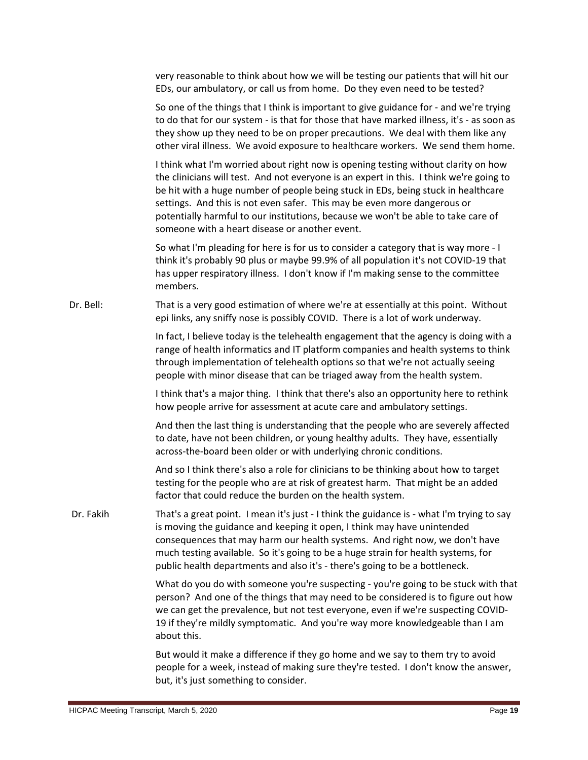very reasonable to think about how we will be testing our patients that will hit our EDs, our ambulatory, or call us from home. Do they even need to be tested?

So one of the things that I think is important to give guidance for - and we're trying to do that for our system - is that for those that have marked illness, it's - as soon as they show up they need to be on proper precautions. We deal with them like any other viral illness. We avoid exposure to healthcare workers. We send them home.

I think what I'm worried about right now is opening testing without clarity on how the clinicians will test. And not everyone is an expert in this. I think we're going to be hit with a huge number of people being stuck in EDs, being stuck in healthcare settings. And this is not even safer. This may be even more dangerous or potentially harmful to our institutions, because we won't be able to take care of someone with a heart disease or another event.

So what I'm pleading for here is for us to consider a category that is way more - I think it's probably 90 plus or maybe 99.9% of all population it's not COVID-19 that has upper respiratory illness. I don't know if I'm making sense to the committee members.

Dr. Bell: That is a very good estimation of where we're at essentially at this point. Without epi links, any sniffy nose is possibly COVID. There is a lot of work underway.

In fact, I believe today is the telehealth engagement that the agency is doing with a range of health informatics and IT platform companies and health systems to think through implementation of telehealth options so that we're not actually seeing people with minor disease that can be triaged away from the health system.

I think that's a major thing. I think that there's also an opportunity here to rethink how people arrive for assessment at acute care and ambulatory settings.

And then the last thing is understanding that the people who are severely affected to date, have not been children, or young healthy adults. They have, essentially across-the-board been older or with underlying chronic conditions.

And so I think there's also a role for clinicians to be thinking about how to target testing for the people who are at risk of greatest harm. That might be an added factor that could reduce the burden on the health system.

Dr. Fakih That's a great point. I mean it's just - I think the guidance is - what I'm trying to say is moving the guidance and keeping it open, I think may have unintended consequences that may harm our health systems. And right now, we don't have much testing available. So it's going to be a huge strain for health systems, for public health departments and also it's - there's going to be a bottleneck.

What do you do with someone you're suspecting - you're going to be stuck with that person? And one of the things that may need to be considered is to figure out how we can get the prevalence, but not test everyone, even if we're suspecting COVID-19 if they're mildly symptomatic. And you're way more knowledgeable than I am about this.

But would it make a difference if they go home and we say to them try to avoid people for a week, instead of making sure they're tested. I don't know the answer, but, it's just something to consider.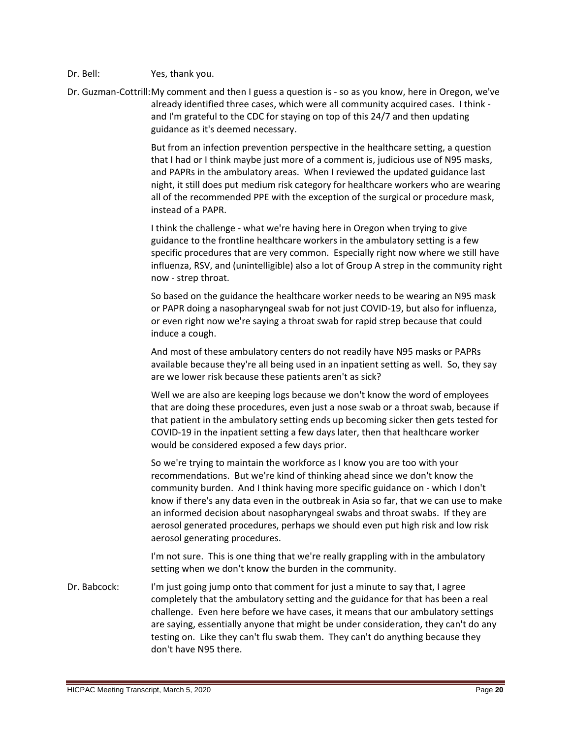Dr. Bell: Yes, thank you.

Dr. Guzman-Cottrill: My comment and then I guess a question is - so as you know, here in Oregon, we've already identified three cases, which were all community acquired cases. I think - and I'm grateful to the CDC for staying on top of this 24/7 and then updating guidance as it's deemed necessary.

But from an infection prevention perspective in the healthcare setting, a question that I had or I think maybe just more of a comment is, judicious use of N95 masks, and PAPRs in the ambulatory areas. When I reviewed the updated guidance last night, it still does put medium risk category for healthcare workers who are wearing all of the recommended PPE with the exception of the surgical or procedure mask, instead of a PAPR.

I think the challenge - what we're having here in Oregon when trying to give guidance to the frontline healthcare workers in the ambulatory setting is a few specific procedures that are very common. Especially right now where we still have influenza, RSV, and (unintelligible) also a lot of Group A strep in the community right now - strep throat.

So based on the guidance the healthcare worker needs to be wearing an N95 mask or PAPR doing a nasopharyngeal swab for not just COVID-19, but also for influenza, or even right now we're saying a throat swab for rapid strep because that could induce a cough.

And most of these ambulatory centers do not readily have N95 masks or PAPRs available because they're all being used in an inpatient setting as well. So, they say are we lower risk because these patients aren't as sick?

Well we are also are keeping logs because we don't know the word of employees that are doing these procedures, even just a nose swab or a throat swab, because if that patient in the ambulatory setting ends up becoming sicker then gets tested for COVID-19 in the inpatient setting a few days later, then that healthcare worker would be considered exposed a few days prior.

So we're trying to maintain the workforce as I know you are too with your recommendations. But we're kind of thinking ahead since we don't know the community burden. And I think having more specific guidance on - which I don't know if there's any data even in the outbreak in Asia so far, that we can use to make an informed decision about nasopharyngeal swabs and throat swabs. If they are aerosol generated procedures, perhaps we should even put high risk and low risk aerosol generating procedures.

I'm not sure. This is one thing that we're really grappling with in the ambulatory setting when we don't know the burden in the community.

Dr. Babcock: I'm just going jump onto that comment for just a minute to say that, I agree completely that the ambulatory setting and the guidance for that has been a real challenge. Even here before we have cases, it means that our ambulatory settings are saying, essentially anyone that might be under consideration, they can't do any testing on. Like they can't flu swab them. They can't do anything because they don't have N95 there.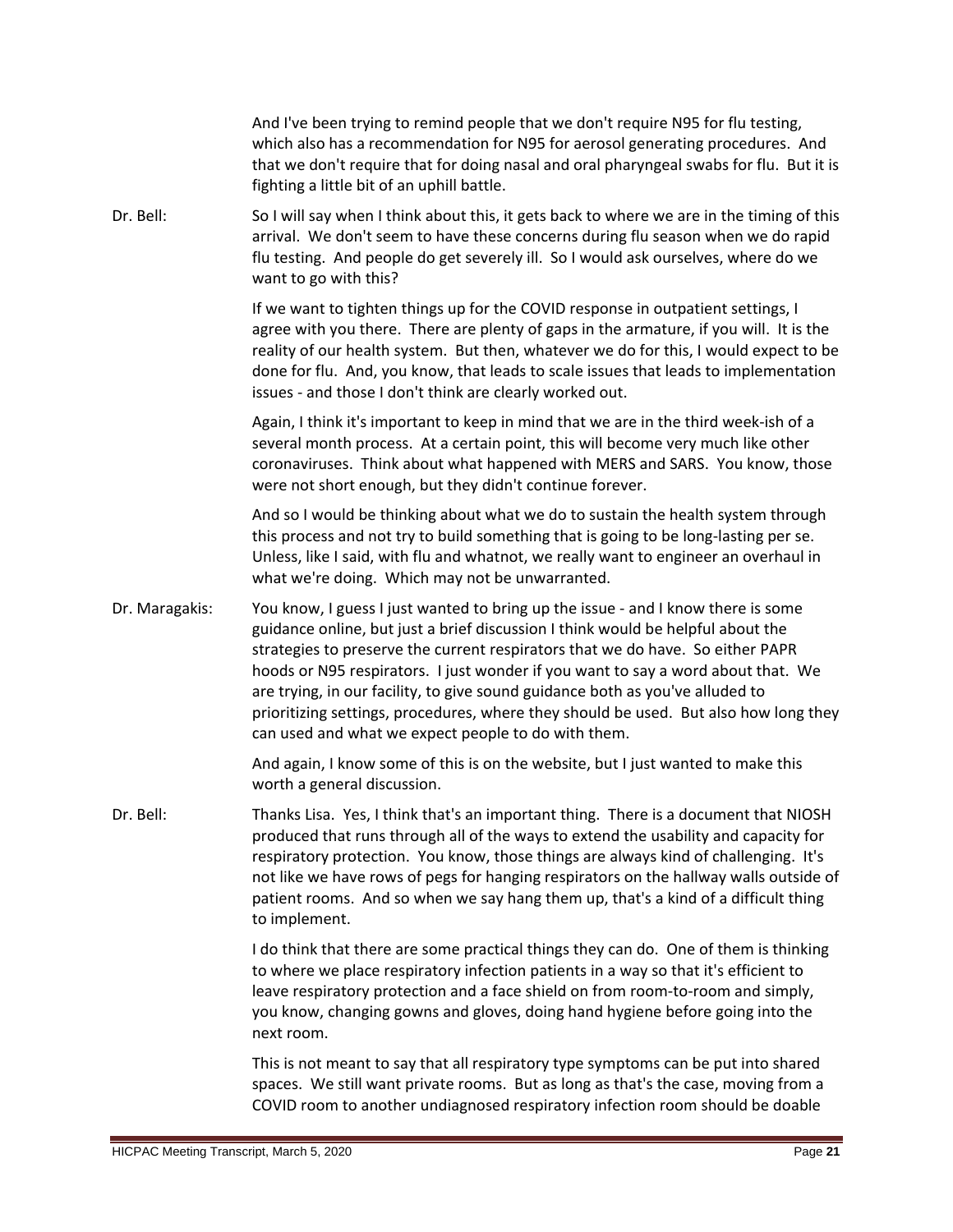And I've been trying to remind people that we don't require N95 for flu testing, which also has a recommendation for N95 for aerosol generating procedures. And that we don't require that for doing nasal and oral pharyngeal swabs for flu. But it is fighting a little bit of an uphill battle.

Dr. Bell: So I will say when I think about this, it gets back to where we are in the timing of this arrival. We don't seem to have these concerns during flu season when we do rapid flu testing. And people do get severely ill. So I would ask ourselves, where do we want to go with this?

If we want to tighten things up for the COVID response in outpatient settings, I agree with you there. There are plenty of gaps in the armature, if you will. It is the reality of our health system. But then, whatever we do for this, I would expect to be done for flu. And, you know, that leads to scale issues that leads to implementation issues - and those I don't think are clearly worked out.

Again, I think it's important to keep in mind that we are in the third week-ish of a several month process. At a certain point, this will become very much like other coronaviruses. Think about what happened with MERS and SARS. You know, those were not short enough, but they didn't continue forever.

And so I would be thinking about what we do to sustain the health system through this process and not try to build something that is going to be long-lasting per se. Unless, like I said, with flu and whatnot, we really want to engineer an overhaul in what we're doing. Which may not be unwarranted.

Dr. Maragakis: You know, I guess I just wanted to bring up the issue - and I know there is some guidance online, but just a brief discussion I think would be helpful about the strategies to preserve the current respirators that we do have. So either PAPR hoods or N95 respirators. I just wonder if you want to say a word about that. We are trying, in our facility, to give sound guidance both as you've alluded to prioritizing settings, procedures, where they should be used. But also how long they can used and what we expect people to do with them.

And again, I know some of this is on the website, but I just wanted to make this worth a general discussion.

Dr. Bell: Thanks Lisa. Yes, I think that's an important thing. There is a document that NIOSH produced that runs through all of the ways to extend the usability and capacity for respiratory protection. You know, those things are always kind of challenging. It's not like we have rows of pegs for hanging respirators on the hallway walls outside of patient rooms. And so when we say hang them up, that's a kind of a difficult thing to implement.

I do think that there are some practical things they can do. One of them is thinking to where we place respiratory infection patients in a way so that it's efficient to leave respiratory protection and a face shield on from room-to-room and simply, you know, changing gowns and gloves, doing hand hygiene before going into the next room.

This is not meant to say that all respiratory type symptoms can be put into shared spaces. We still want private rooms. But as long as that's the case, moving from a COVID room to another undiagnosed respiratory infection room should be doable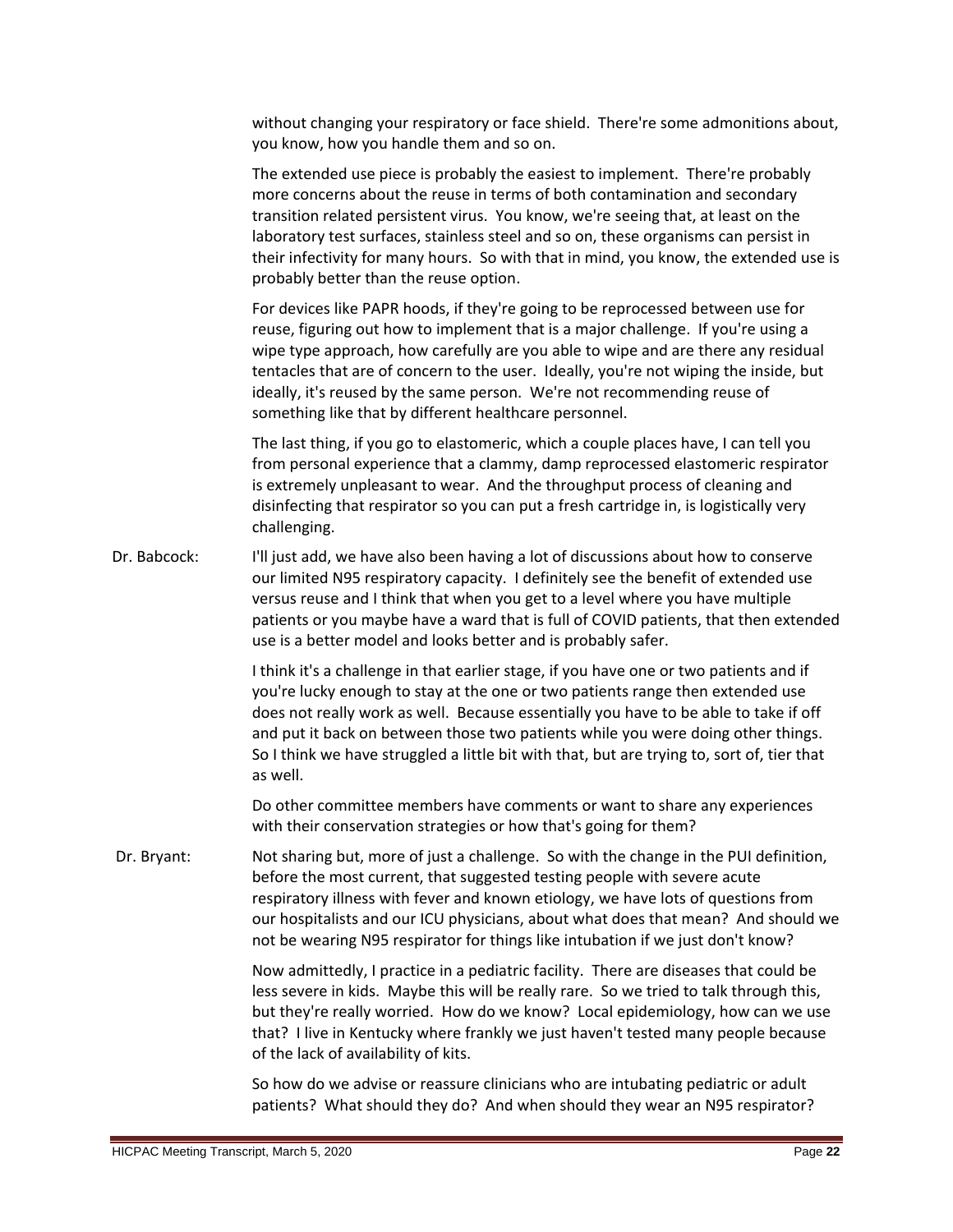without changing your respiratory or face shield. There're some admonitions about, you know, how you handle them and so on.

The extended use piece is probably the easiest to implement. There're probably more concerns about the reuse in terms of both contamination and secondary transition related persistent virus. You know, we're seeing that, at least on the laboratory test surfaces, stainless steel and so on, these organisms can persist in their infectivity for many hours. So with that in mind, you know, the extended use is probably better than the reuse option.

For devices like PAPR hoods, if they're going to be reprocessed between use for reuse, figuring out how to implement that is a major challenge. If you're using a wipe type approach, how carefully are you able to wipe and are there any residual tentacles that are of concern to the user. Ideally, you're not wiping the inside, but ideally, it's reused by the same person. We're not recommending reuse of something like that by different healthcare personnel.

The last thing, if you go to elastomeric, which a couple places have, I can tell you from personal experience that a clammy, damp reprocessed elastomeric respirator is extremely unpleasant to wear. And the throughput process of cleaning and disinfecting that respirator so you can put a fresh cartridge in, is logistically very challenging.

Dr. Babcock: I'll just add, we have also been having a lot of discussions about how to conserve our limited N95 respiratory capacity. I definitely see the benefit of extended use versus reuse and I think that when you get to a level where you have multiple patients or you maybe have a ward that is full of COVID patients, that then extended use is a better model and looks better and is probably safer.

I think it's a challenge in that earlier stage, if you have one or two patients and if you're lucky enough to stay at the one or two patients range then extended use does not really work as well. Because essentially you have to be able to take if off and put it back on between those two patients while you were doing other things. So I think we have struggled a little bit with that, but are trying to, sort of, tier that as well.

Do other committee members have comments or want to share any experiences with their conservation strategies or how that's going for them?

Dr. Bryant: Not sharing but, more of just a challenge. So with the change in the PUI definition, before the most current, that suggested testing people with severe acute respiratory illness with fever and known etiology, we have lots of questions from our hospitalists and our ICU physicians, about what does that mean? And should we not be wearing N95 respirator for things like intubation if we just don't know?

Now admittedly, I practice in a pediatric facility. There are diseases that could be less severe in kids. Maybe this will be really rare. So we tried to talk through this, but they're really worried. How do we know? Local epidemiology, how can we use that? I live in Kentucky where frankly we just haven't tested many people because of the lack of availability of kits.

So how do we advise or reassure clinicians who are intubating pediatric or adult patients? What should they do? And when should they wear an N95 respirator?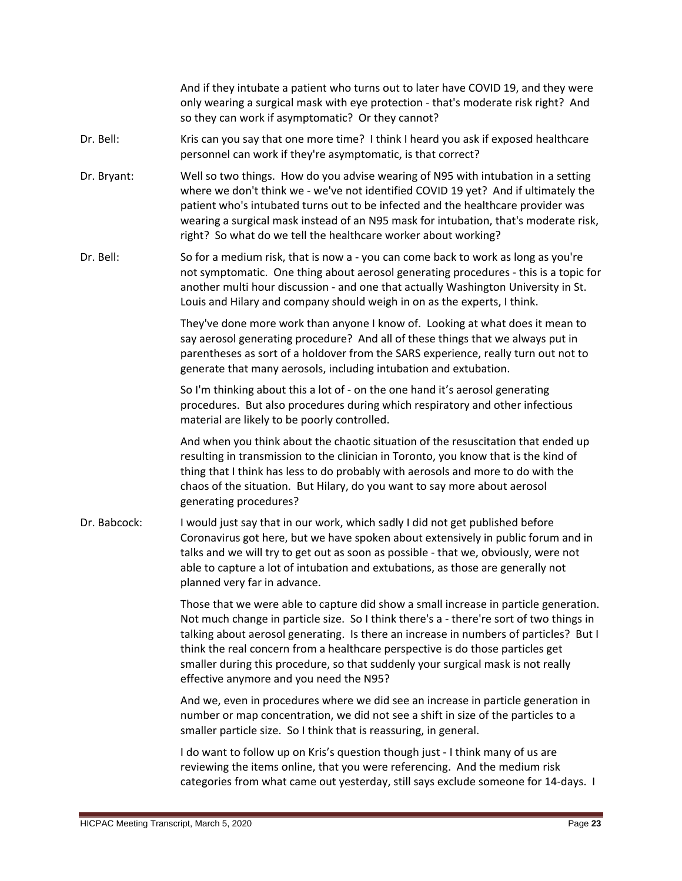And if they intubate a patient who turns out to later have COVID 19, and they were only wearing a surgical mask with eye protection - that's moderate risk right? And so they can work if asymptomatic? Or they cannot?

Dr. Bell: Kris can you say that one more time? I think I heard you ask if exposed healthcare personnel can work if they're asymptomatic, is that correct?

Dr. Bryant: Well so two things. How do you advise wearing of N95 with intubation in a setting where we don't think we - we've not identified COVID 19 yet? And if ultimately the patient who's intubated turns out to be infected and the healthcare provider was wearing a surgical mask instead of an N95 mask for intubation, that's moderate risk, right? So what do we tell the healthcare worker about working?

Dr. Bell: So for a medium risk, that is now a - you can come back to work as long as you're not symptomatic. One thing about aerosol generating procedures - this is a topic for another multi hour discussion - and one that actually Washington University in St. Louis and Hilary and company should weigh in on as the experts, I think.

They've done more work than anyone I know of. Looking at what does it mean to say aerosol generating procedure? And all of these things that we always put in parentheses as sort of a holdover from the SARS experience, really turn out not to generate that many aerosols, including intubation and extubation.

So I'm thinking about this a lot of - on the one hand it's aerosol generating procedures. But also procedures during which respiratory and other infectious material are likely to be poorly controlled.

And when you think about the chaotic situation of the resuscitation that ended up resulting in transmission to the clinician in Toronto, you know that is the kind of thing that I think has less to do probably with aerosols and more to do with the chaos of the situation. But Hilary, do you want to say more about aerosol generating procedures?

Dr. Babcock: I would just say that in our work, which sadly I did not get published before Coronavirus got here, but we have spoken about extensively in public forum and in talks and we will try to get out as soon as possible - that we, obviously, were not able to capture a lot of intubation and extubations, as those are generally not planned very far in advance.

Those that we were able to capture did show a small increase in particle generation. Not much change in particle size. So I think there's a - there're sort of two things in talking about aerosol generating. Is there an increase in numbers of particles? But I think the real concern from a healthcare perspective is do those particles get smaller during this procedure, so that suddenly your surgical mask is not really effective anymore and you need the N95?

And we, even in procedures where we did see an increase in particle generation in number or map concentration, we did not see a shift in size of the particles to a smaller particle size. So I think that is reassuring, in general.

I do want to follow up on Kris's question though just - I think many of us are reviewing the items online, that you were referencing. And the medium risk categories from what came out yesterday, still says exclude someone for 14-days. I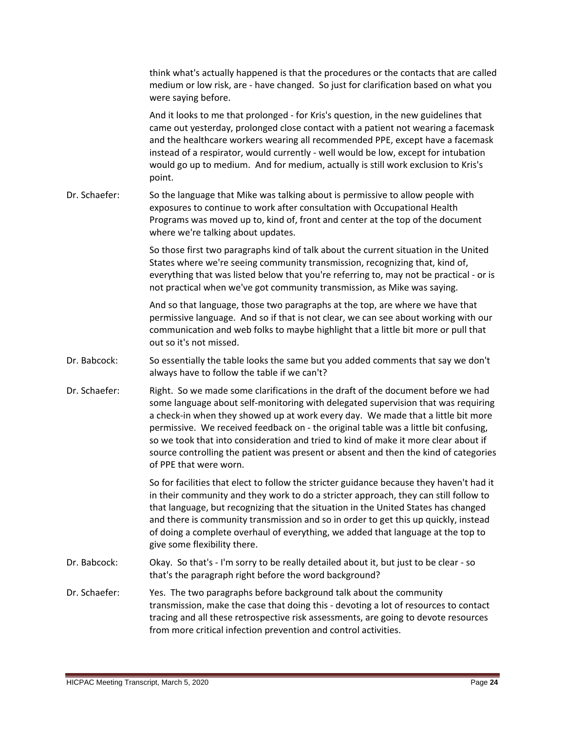think what's actually happened is that the procedures or the contacts that are called medium or low risk, are - have changed. So just for clarification based on what you were saying before.

And it looks to me that prolonged - for Kris's question, in the new guidelines that came out yesterday, prolonged close contact with a patient not wearing a facemask and the healthcare workers wearing all recommended PPE, except have a facemask instead of a respirator, would currently - well would be low, except for intubation would go up to medium. And for medium, actually is still work exclusion to Kris's point.

Dr. Schaefer: So the language that Mike was talking about is permissive to allow people with exposures to continue to work after consultation with Occupational Health Programs was moved up to, kind of, front and center at the top of the document where we're talking about updates.

So those first two paragraphs kind of talk about the current situation in the United States where we're seeing community transmission, recognizing that, kind of, everything that was listed below that you're referring to, may not be practical - or is not practical when we've got community transmission, as Mike was saying.

And so that language, those two paragraphs at the top, are where we have that permissive language. And so if that is not clear, we can see about working with our communication and web folks to maybe highlight that a little bit more or pull that out so it's not missed.

Dr. Babcock: So essentially the table looks the same but you added comments that say we don't always have to follow the table if we can't?

Dr. Schaefer: Right. So we made some clarifications in the draft of the document before we had some language about self-monitoring with delegated supervision that was requiring a check-in when they showed up at work every day. We made that a little bit more permissive. We received feedback on - the original table was a little bit confusing, so we took that into consideration and tried to kind of make it more clear about if source controlling the patient was present or absent and then the kind of categories of PPE that were worn.

So for facilities that elect to follow the stricter guidance because they haven't had it in their community and they work to do a stricter approach, they can still follow to that language, but recognizing that the situation in the United States has changed and there is community transmission and so in order to get this up quickly, instead of doing a complete overhaul of everything, we added that language at the top to give some flexibility there.

Dr. Babcock: Okay. So that's - I'm sorry to be really detailed about it, but just to be clear - so that's the paragraph right before the word background?

Dr. Schaefer: Yes. The two paragraphs before background talk about the community transmission, make the case that doing this - devoting a lot of resources to contact tracing and all these retrospective risk assessments, are going to devote resources from more critical infection prevention and control activities.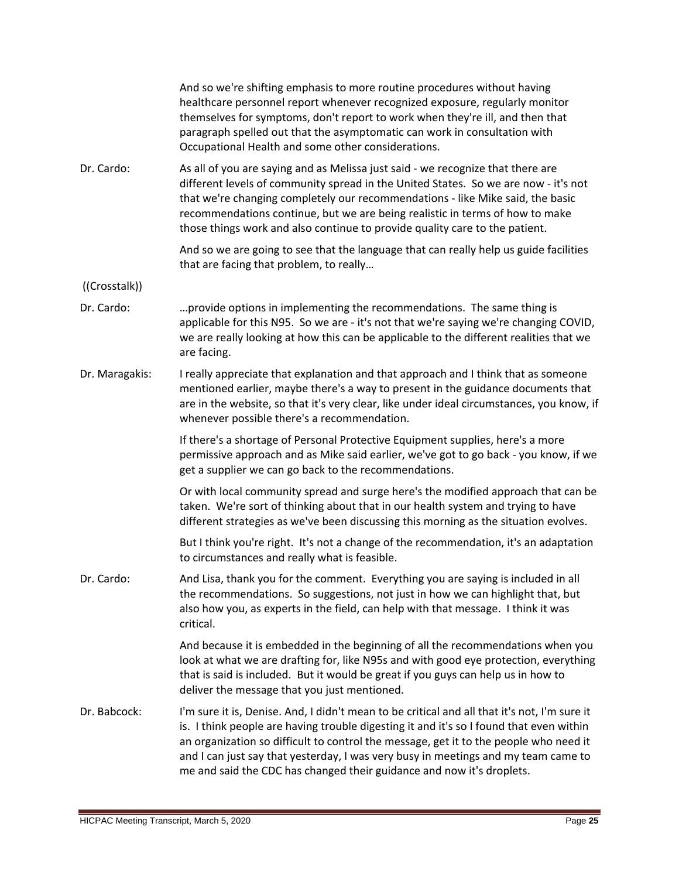And so we're shifting emphasis to more routine procedures without having healthcare personnel report whenever recognized exposure, regularly monitor themselves for symptoms, don't report to work when they're ill, and then that paragraph spelled out that the asymptomatic can work in consultation with Occupational Health and some other considerations.

Dr. Cardo: As all of you are saying and as Melissa just said - we recognize that there are different levels of community spread in the United States. So we are now - it's not that we're changing completely our recommendations - like Mike said, the basic recommendations continue, but we are being realistic in terms of how to make those things work and also continue to provide quality care to the patient.

And so we are going to see that the language that can really help us guide facilities that are facing that problem, to really…

((Crosstalk))

Dr. Cardo: …provide options in implementing the recommendations. The same thing is applicable for this N95. So we are - it's not that we're saying we're changing COVID, we are really looking at how this can be applicable to the different realities that we are facing.

Dr. Maragakis: I really appreciate that explanation and that approach and I think that as someone mentioned earlier, maybe there's a way to present in the guidance documents that are in the website, so that it's very clear, like under ideal circumstances, you know, if whenever possible there's a recommendation.

If there's a shortage of Personal Protective Equipment supplies, here's a more permissive approach and as Mike said earlier, we've got to go back - you know, if we get a supplier we can go back to the recommendations.

Or with local community spread and surge here's the modified approach that can be taken. We're sort of thinking about that in our health system and trying to have different strategies as we've been discussing this morning as the situation evolves.

But I think you're right. It's not a change of the recommendation, it's an adaptation to circumstances and really what is feasible.

Dr. Cardo: And Lisa, thank you for the comment. Everything you are saying is included in all the recommendations. So suggestions, not just in how we can highlight that, but also how you, as experts in the field, can help with that message. I think it was critical.

And because it is embedded in the beginning of all the recommendations when you look at what we are drafting for, like N95s and with good eye protection, everything that is said is included. But it would be great if you guys can help us in how to deliver the message that you just mentioned.

Dr. Babcock: I'm sure it is, Denise. And, I didn't mean to be critical and all that it's not, I'm sure it is. I think people are having trouble digesting it and it's so I found that even within an organization so difficult to control the message, get it to the people who need it and I can just say that yesterday, I was very busy in meetings and my team came to me and said the CDC has changed their guidance and now it's droplets.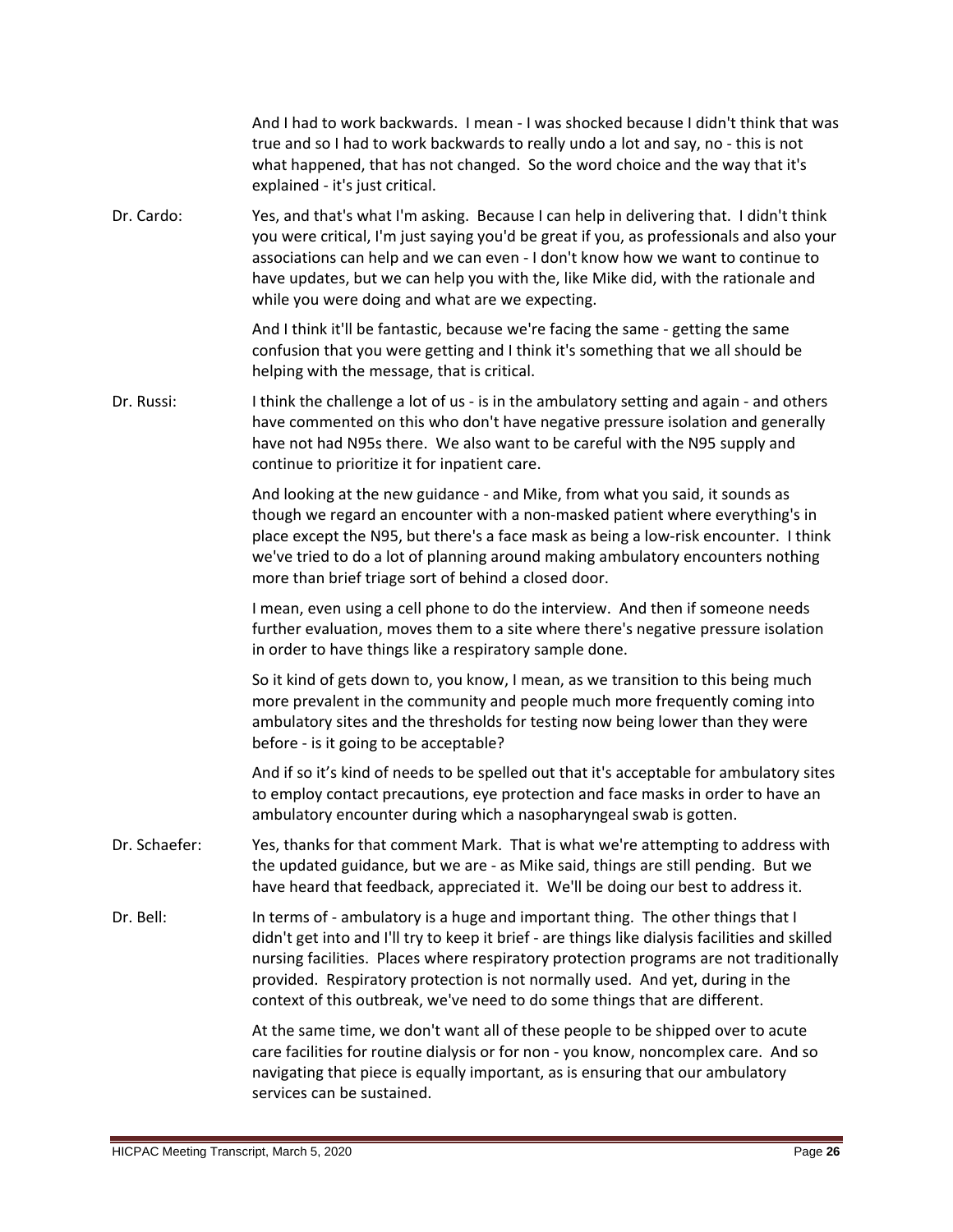And I had to work backwards. I mean - I was shocked because I didn't think that was true and so I had to work backwards to really undo a lot and say, no - this is not what happened, that has not changed. So the word choice and the way that it's explained - it's just critical.

Dr. Cardo: Yes, and that's what I'm asking. Because I can help in delivering that. I didn't think you were critical, I'm just saying you'd be great if you, as professionals and also your associations can help and we can even - I don't know how we want to continue to have updates, but we can help you with the, like Mike did, with the rationale and while you were doing and what are we expecting.

And I think it'll be fantastic, because we're facing the same - getting the same confusion that you were getting and I think it's something that we all should be helping with the message, that is critical.

Dr. Russi: I think the challenge a lot of us - is in the ambulatory setting and again - and others have commented on this who don't have negative pressure isolation and generally have not had N95s there. We also want to be careful with the N95 supply and continue to prioritize it for inpatient care.

And looking at the new guidance - and Mike, from what you said, it sounds as though we regard an encounter with a non-masked patient where everything's in place except the N95, but there's a face mask as being a low-risk encounter. I think we've tried to do a lot of planning around making ambulatory encounters nothing more than brief triage sort of behind a closed door.

I mean, even using a cell phone to do the interview. And then if someone needs further evaluation, moves them to a site where there's negative pressure isolation in order to have things like a respiratory sample done.

So it kind of gets down to, you know, I mean, as we transition to this being much more prevalent in the community and people much more frequently coming into ambulatory sites and the thresholds for testing now being lower than they were before - is it going to be acceptable?

And if so it's kind of needs to be spelled out that it's acceptable for ambulatory sites to employ contact precautions, eye protection and face masks in order to have an ambulatory encounter during which a nasopharyngeal swab is gotten.

Dr. Schaefer: Yes, thanks for that comment Mark. That is what we're attempting to address with the updated guidance, but we are - as Mike said, things are still pending. But we have heard that feedback, appreciated it. We'll be doing our best to address it.

Dr. Bell: In terms of - ambulatory is a huge and important thing. The other things that I didn't get into and I'll try to keep it brief - are things like dialysis facilities and skilled nursing facilities. Places where respiratory protection programs are not traditionally provided. Respiratory protection is not normally used. And yet, during in the context of this outbreak, we've need to do some things that are different.

At the same time, we don't want all of these people to be shipped over to acute care facilities for routine dialysis or for non - you know, noncomplex care. And so navigating that piece is equally important, as is ensuring that our ambulatory services can be sustained.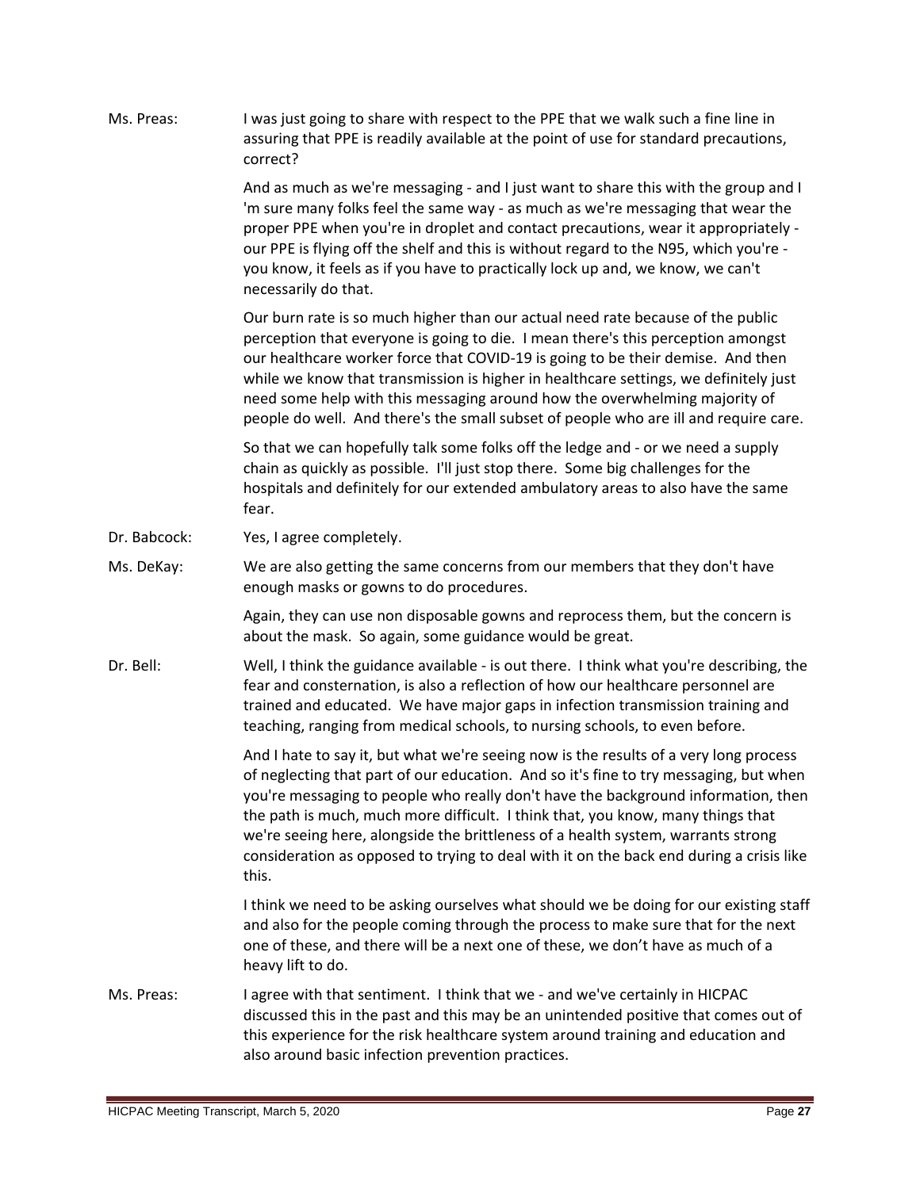Ms. Preas: I was just going to share with respect to the PPE that we walk such a fine line in assuring that PPE is readily available at the point of use for standard precautions, correct?

And as much as we're messaging - and I just want to share this with the group and I 'm sure many folks feel the same way - as much as we're messaging that wear the proper PPE when you're in droplet and contact precautions, wear it appropriately - our PPE is flying off the shelf and this is without regard to the N95, which you're - you know, it feels as if you have to practically lock up and, we know, we can't necessarily do that.

Our burn rate is so much higher than our actual need rate because of the public perception that everyone is going to die. I mean there's this perception amongst our healthcare worker force that COVID-19 is going to be their demise. And then while we know that transmission is higher in healthcare settings, we definitely just need some help with this messaging around how the overwhelming majority of people do well. And there's the small subset of people who are ill and require care.

So that we can hopefully talk some folks off the ledge and - or we need a supply chain as quickly as possible. I'll just stop there. Some big challenges for the hospitals and definitely for our extended ambulatory areas to also have the same fear.

Dr. Babcock: Yes, I agree completely.

Ms. DeKay: We are also getting the same concerns from our members that they don't have enough masks or gowns to do procedures.

Again, they can use non disposable gowns and reprocess them, but the concern is about the mask. So again, some guidance would be great.

Dr. Bell: Well, I think the guidance available - is out there. I think what you're describing, the fear and consternation, is also a reflection of how our healthcare personnel are trained and educated. We have major gaps in infection transmission training and teaching, ranging from medical schools, to nursing schools, to even before.

And I hate to say it, but what we're seeing now is the results of a very long process of neglecting that part of our education. And so it's fine to try messaging, but when you're messaging to people who really don't have the background information, then the path is much, much more difficult. I think that, you know, many things that we're seeing here, alongside the brittleness of a health system, warrants strong consideration as opposed to trying to deal with it on the back end during a crisis like this.

I think we need to be asking ourselves what should we be doing for our existing staff and also for the people coming through the process to make sure that for the next one of these, and there will be a next one of these, we don't have as much of a heavy lift to do.

Ms. Preas: I agree with that sentiment. I think that we - and we've certainly in HICPAC discussed this in the past and this may be an unintended positive that comes out of this experience for the risk healthcare system around training and education and also around basic infection prevention practices.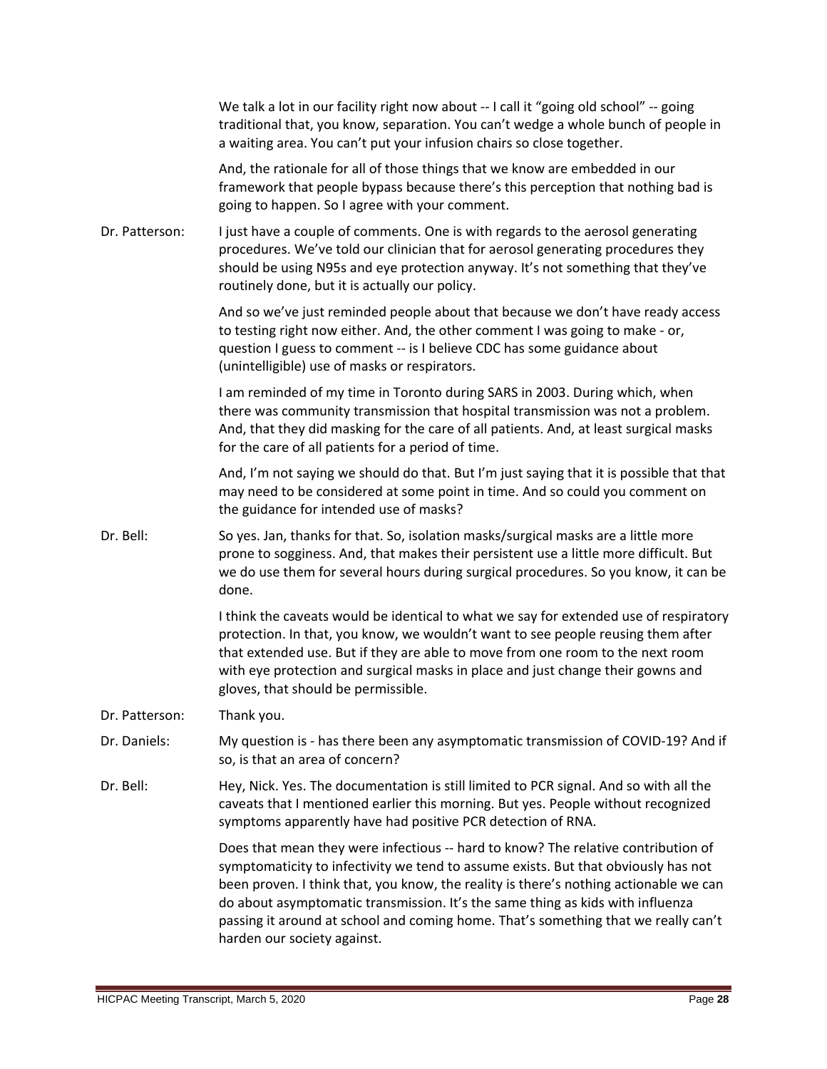We talk a lot in our facility right now about -- I call it "going old school" -- going traditional that, you know, separation. You can't wedge a whole bunch of people in a waiting area. You can't put your infusion chairs so close together.

And, the rationale for all of those things that we know are embedded in our framework that people bypass because there's this perception that nothing bad is going to happen. So I agree with your comment.

Dr. Patterson: I just have a couple of comments. One is with regards to the aerosol generating procedures. We've told our clinician that for aerosol generating procedures they should be using N95s and eye protection anyway. It's not something that they've routinely done, but it is actually our policy.

And so we've just reminded people about that because we don't have ready access to testing right now either. And, the other comment I was going to make - or, question I guess to comment -- is I believe CDC has some guidance about (unintelligible) use of masks or respirators.

I am reminded of my time in Toronto during SARS in 2003. During which, when there was community transmission that hospital transmission was not a problem. And, that they did masking for the care of all patients. And, at least surgical masks for the care of all patients for a period of time.

And, I'm not saying we should do that. But I'm just saying that it is possible that that may need to be considered at some point in time. And so could you comment on the guidance for intended use of masks?

Dr. Bell: So yes. Jan, thanks for that. So, isolation masks/surgical masks are a little more prone to sogginess. And, that makes their persistent use a little more difficult. But we do use them for several hours during surgical procedures. So you know, it can be done.

I think the caveats would be identical to what we say for extended use of respiratory protection. In that, you know, we wouldn't want to see people reusing them after that extended use. But if they are able to move from one room to the next room with eye protection and surgical masks in place and just change their gowns and gloves, that should be permissible.

Dr. Patterson: Thank you.

Dr. Daniels: My question is - has there been any asymptomatic transmission of COVID-19? And if so, is that an area of concern?

Dr. Bell: Hey, Nick. Yes. The documentation is still limited to PCR signal. And so with all the caveats that I mentioned earlier this morning. But yes. People without recognized symptoms apparently have had positive PCR detection of RNA.

Does that mean they were infectious -- hard to know? The relative contribution of symptomaticity to infectivity we tend to assume exists. But that obviously has not been proven. I think that, you know, the reality is there's nothing actionable we can do about asymptomatic transmission. It's the same thing as kids with influenza passing it around at school and coming home. That's something that we really can't harden our society against.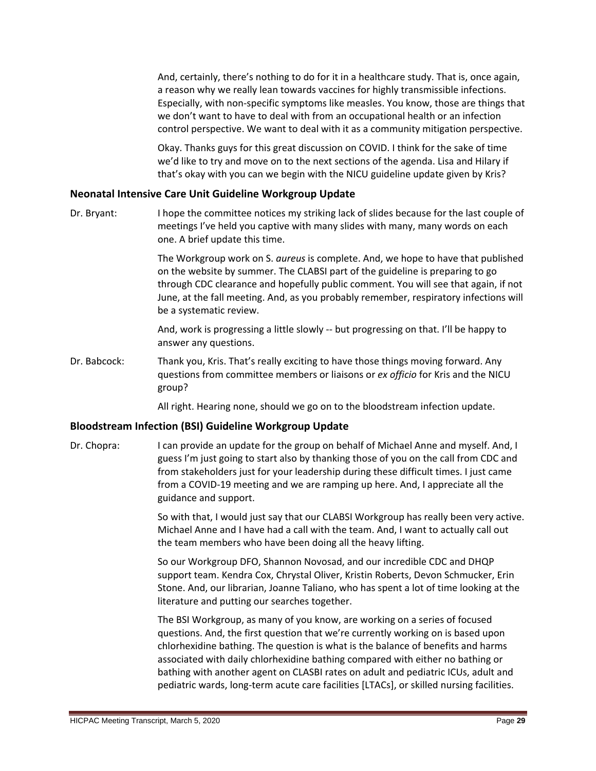And, certainly, there's nothing to do for it in a healthcare study. That is, once again, a reason why we really lean towards vaccines for highly transmissible infections. Especially, with non-specific symptoms like measles. You know, those are things that we don't want to have to deal with from an occupational health or an infection control perspective. We want to deal with it as a community mitigation perspective.

Okay. Thanks guys for this great discussion on COVID. I think for the sake of time we'd like to try and move on to the next sections of the agenda. Lisa and Hilary if that's okay with you can we begin with the NICU guideline update given by Kris?

### Neonatal Intensive Care Unit Guideline Workgroup Update

Dr. Bryant: I hope the committee notices my striking lack of slides because for the last couple of meetings I've held you captive with many slides with many, many words on each one. A brief update this time.

The Workgroup work on S. *aureus* is complete. And, we hope to have that published on the website by summer. The CLABSI part of the guideline is preparing to go through CDC clearance and hopefully public comment. You will see that again, if not June, at the fall meeting. And, as you probably remember, respiratory infections will be a systematic review.

And, work is progressing a little slowly -- but progressing on that. I'll be happy to answer any questions.

Dr. Babcock: Thank you, Kris. That's really exciting to have those things moving forward. Any questions from committee members or liaisons or *ex officio* for Kris and the NICU group?

All right. Hearing none, should we go on to the bloodstream infection update.

### Bloodstream Infection (BSI) Guideline Workgroup Update

Dr. Chopra: I can provide an update for the group on behalf of Michael Anne and myself. And, I guess I'm just going to start also by thanking those of you on the call from CDC and from stakeholders just for your leadership during these difficult times. I just came from a COVID-19 meeting and we are ramping up here. And, I appreciate all the guidance and support.

So with that, I would just say that our CLABSI Workgroup has really been very active. Michael Anne and I have had a call with the team. And, I want to actually call out the team members who have been doing all the heavy lifting.

So our Workgroup DFO, Shannon Novosad, and our incredible CDC and DHQP support team. Kendra Cox, Chrystal Oliver, Kristin Roberts, Devon Schmucker, Erin Stone. And, our librarian, Joanne Taliano, who has spent a lot of time looking at the literature and putting our searches together.

The BSI Workgroup, as many of you know, are working on a series of focused questions. And, the first question that we're currently working on is based upon chlorhexidine bathing. The question is what is the balance of benefits and harms associated with daily chlorhexidine bathing compared with either no bathing or bathing with another agent on CLASBI rates on adult and pediatric ICUs, adult and pediatric wards, long-term acute care facilities [LTACs], or skilled nursing facilities.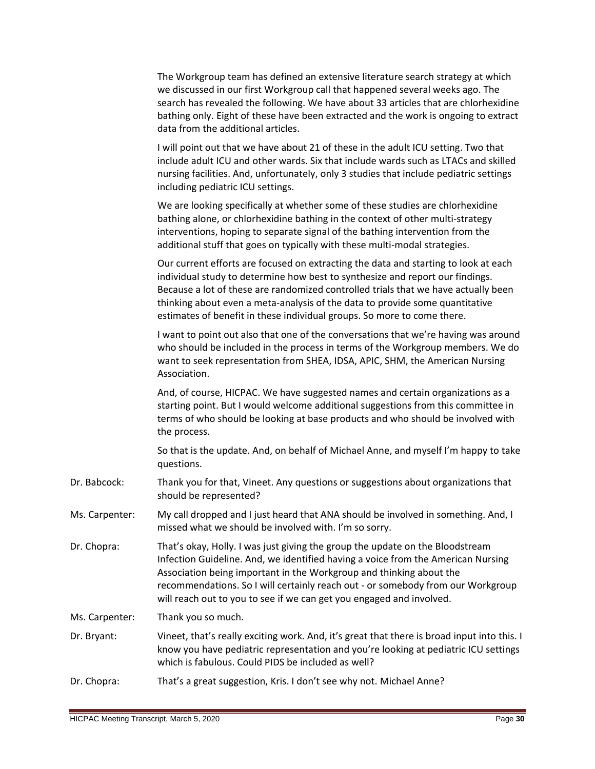The Workgroup team has defined an extensive literature search strategy at which we discussed in our first Workgroup call that happened several weeks ago. The search has revealed the following. We have about 33 articles that are chlorhexidine bathing only. Eight of these have been extracted and the work is ongoing to extract data from the additional articles.

I will point out that we have about 21 of these in the adult ICU setting. Two that include adult ICU and other wards. Six that include wards such as LTACs and skilled nursing facilities. And, unfortunately, only 3 studies that include pediatric settings including pediatric ICU settings.

We are looking specifically at whether some of these studies are chlorhexidine bathing alone, or chlorhexidine bathing in the context of other multi-strategy interventions, hoping to separate signal of the bathing intervention from the additional stuff that goes on typically with these multi-modal strategies.

Our current efforts are focused on extracting the data and starting to look at each individual study to determine how best to synthesize and report our findings. Because a lot of these are randomized controlled trials that we have actually been thinking about even a meta-analysis of the data to provide some quantitative estimates of benefit in these individual groups. So more to come there.

I want to point out also that one of the conversations that we're having was around who should be included in the process in terms of the Workgroup members. We do want to seek representation from SHEA, IDSA, APIC, SHM, the American Nursing Association.

And, of course, HICPAC. We have suggested names and certain organizations as a starting point. But I would welcome additional suggestions from this committee in terms of who should be looking at base products and who should be involved with the process.

So that is the update. And, on behalf of Michael Anne, and myself I'm happy to take questions.

Dr. Babcock: Thank you for that, Vineet. Any questions or suggestions about organizations that should be represented?

Ms. Carpenter: My call dropped and I just heard that ANA should be involved in something. And, I missed what we should be involved with. I'm so sorry.

Dr. Chopra: That's okay, Holly. I was just giving the group the update on the Bloodstream Infection Guideline. And, we identified having a voice from the American Nursing Association being important in the Workgroup and thinking about the recommendations. So I will certainly reach out - or somebody from our Workgroup will reach out to you to see if we can get you engaged and involved.

Ms. Carpenter: Thank you so much.

Dr. Bryant: Vineet, that's really exciting work. And, it's great that there is broad input into this. I know you have pediatric representation and you're looking at pediatric ICU settings which is fabulous. Could PIDS be included as well?

Dr. Chopra: That's a great suggestion, Kris. I don't see why not. Michael Anne?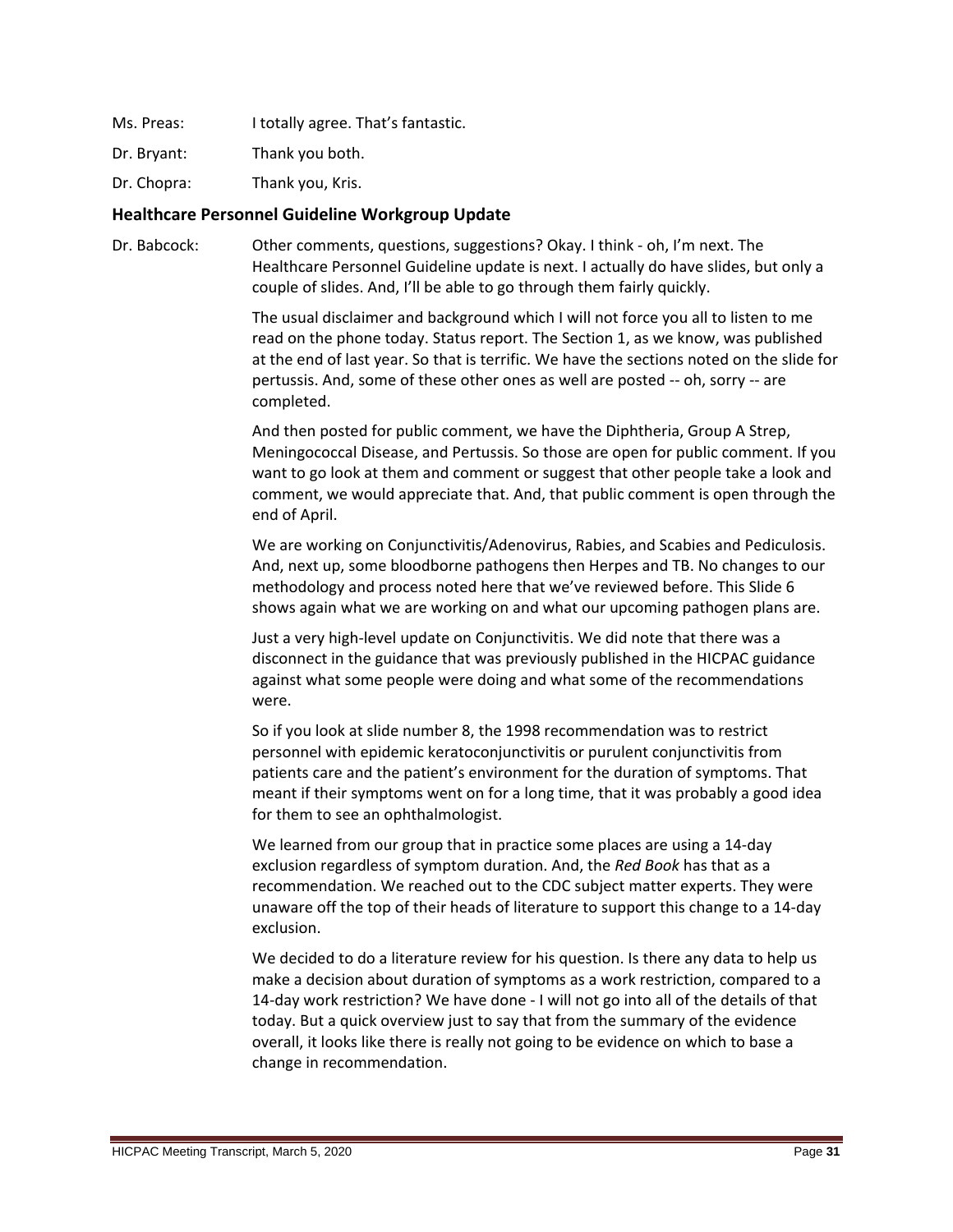Ms. Preas: I totally agree. That's fantastic.

Dr. Bryant: Thank you both.

Dr. Chopra: Thank you, Kris.

### Healthcare Personnel Guideline Workgroup Update

Dr. Babcock: Other comments, questions, suggestions? Okay. I think - oh, I'm next. The Healthcare Personnel Guideline update is next. I actually do have slides, but only a couple of slides. And, I'll be able to go through them fairly quickly.

The usual disclaimer and background which I will not force you all to listen to me read on the phone today. Status report. The Section 1, as we know, was published at the end of last year. So that is terrific. We have the sections noted on the slide for pertussis. And, some of these other ones as well are posted -- oh, sorry -- are completed.

And then posted for public comment, we have the Diphtheria, Group A Strep, Meningococcal Disease, and Pertussis. So those are open for public comment. If you want to go look at them and comment or suggest that other people take a look and comment, we would appreciate that. And, that public comment is open through the end of April.

We are working on Conjunctivitis/Adenovirus, Rabies, and Scabies and Pediculosis. And, next up, some bloodborne pathogens then Herpes and TB. No changes to our methodology and process noted here that we've reviewed before. This Slide 6 shows again what we are working on and what our upcoming pathogen plans are.

Just a very high-level update on Conjunctivitis. We did note that there was a disconnect in the guidance that was previously published in the HICPAC guidance against what some people were doing and what some of the recommendations were.

So if you look at slide number 8, the 1998 recommendation was to restrict personnel with epidemic keratoconjunctivitis or purulent conjunctivitis from patients care and the patient's environment for the duration of symptoms. That meant if their symptoms went on for a long time, that it was probably a good idea for them to see an ophthalmologist.

We learned from our group that in practice some places are using a 14-day exclusion regardless of symptom duration. And, the *Red Book* has that as a recommendation. We reached out to the CDC subject matter experts. They were unaware off the top of their heads of literature to support this change to a 14-day exclusion.

We decided to do a literature review for his question. Is there any data to help us make a decision about duration of symptoms as a work restriction, compared to a 14-day work restriction? We have done - I will not go into all of the details of that today. But a quick overview just to say that from the summary of the evidence overall, it looks like there is really not going to be evidence on which to base a change in recommendation.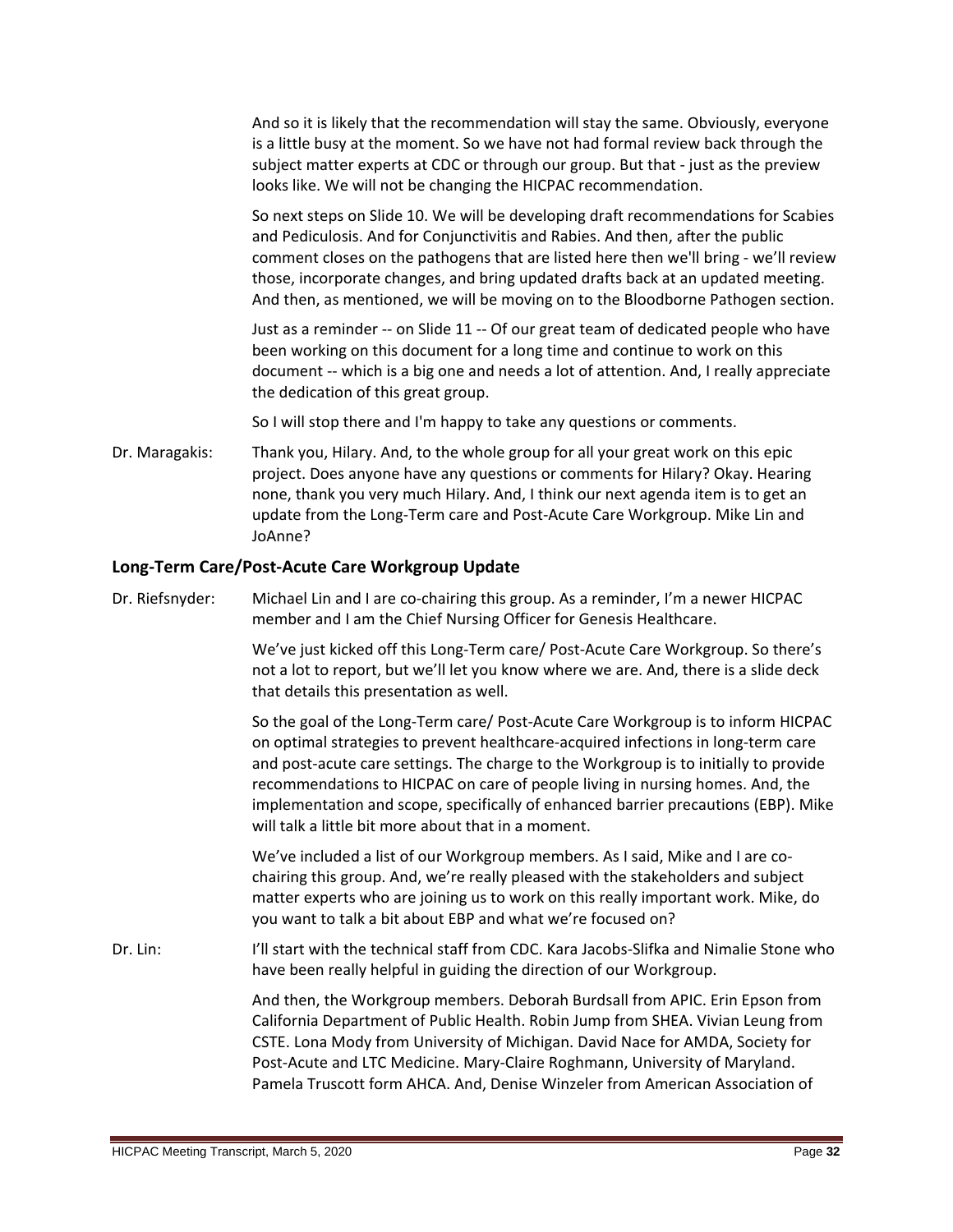And so it is likely that the recommendation will stay the same. Obviously, everyone is a little busy at the moment. So we have not had formal review back through the subject matter experts at CDC or through our group. But that - just as the preview looks like. We will not be changing the HICPAC recommendation.

So next steps on Slide 10. We will be developing draft recommendations for Scabies and Pediculosis. And for Conjunctivitis and Rabies. And then, after the public comment closes on the pathogens that are listed here then we'll bring - we'll review those, incorporate changes, and bring updated drafts back at an updated meeting. And then, as mentioned, we will be moving on to the Bloodborne Pathogen section.

Just as a reminder -- on Slide 11 -- Of our great team of dedicated people who have been working on this document for a long time and continue to work on this document -- which is a big one and needs a lot of attention. And, I really appreciate the dedication of this great group.

So I will stop there and I'm happy to take any questions or comments.

Dr. Maragakis: Thank you, Hilary. And, to the whole group for all your great work on this epic project. Does anyone have any questions or comments for Hilary? Okay. Hearing none, thank you very much Hilary. And, I think our next agenda item is to get an update from the Long-Term care and Post-Acute Care Workgroup. Mike Lin and JoAnne?

## Long-Term Care/Post-Acute Care Workgroup Update

Dr. Riefsnyder: Michael Lin and I are co-chairing this group. As a reminder, I'm a newer HICPAC member and I am the Chief Nursing Officer for Genesis Healthcare.

We've just kicked off this Long-Term care/ Post-Acute Care Workgroup. So there's not a lot to report, but we'll let you know where we are. And, there is a slide deck that details this presentation as well.

So the goal of the Long-Term care/ Post-Acute Care Workgroup is to inform HICPAC on optimal strategies to prevent healthcare-acquired infections in long-term care and post-acute care settings. The charge to the Workgroup is to initially to provide recommendations to HICPAC on care of people living in nursing homes. And, the implementation and scope, specifically of enhanced barrier precautions (EBP). Mike will talk a little bit more about that in a moment.

We've included a list of our Workgroup members. As I said, Mike and I are co-chairing this group. And, we're really pleased with the stakeholders and subject matter experts who are joining us to work on this really important work. Mike, do you want to talk a bit about EBP and what we're focused on?

Dr. Lin: I'll start with the technical staff from CDC. Kara Jacobs-Slifka and Nimalie Stone who have been really helpful in guiding the direction of our Workgroup.

And then, the Workgroup members. Deborah Burdsall from APIC. Erin Epson from California Department of Public Health. Robin Jump from SHEA. Vivian Leung from CSTE. Lona Mody from University of Michigan. David Nace for AMDA, Society for Post-Acute and LTC Medicine. Mary-Claire Roghmann, University of Maryland. Pamela Truscott form AHCA. And, Denise Winzeler from American Association of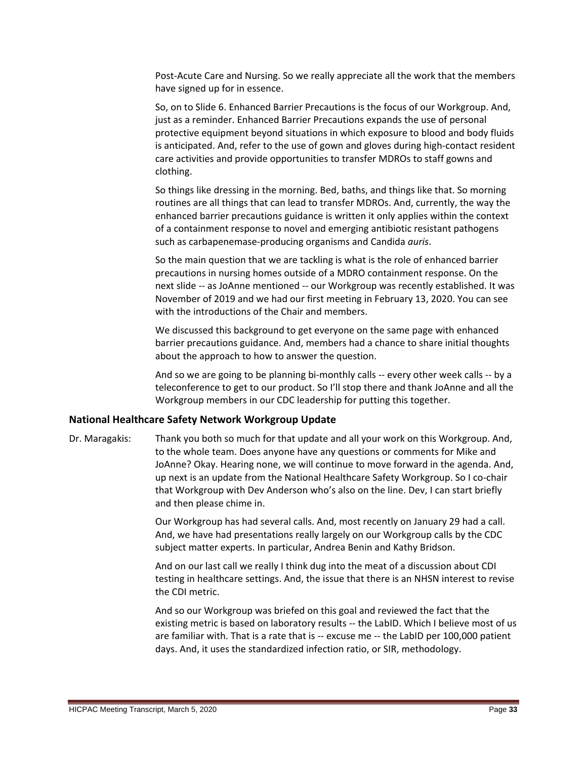Post-Acute Care and Nursing. So we really appreciate all the work that the members have signed up for in essence.

So, on to Slide 6. Enhanced Barrier Precautions is the focus of our Workgroup. And, just as a reminder. Enhanced Barrier Precautions expands the use of personal protective equipment beyond situations in which exposure to blood and body fluids is anticipated. And, refer to the use of gown and gloves during high-contact resident care activities and provide opportunities to transfer MDROs to staff gowns and clothing.

So things like dressing in the morning. Bed, baths, and things like that. So morning routines are all things that can lead to transfer MDROs. And, currently, the way the enhanced barrier precautions guidance is written it only applies within the context of a containment response to novel and emerging antibiotic resistant pathogens such as carbapenemase-producing organisms and Candida *auris*.

So the main question that we are tackling is what is the role of enhanced barrier precautions in nursing homes outside of a MDRO containment response. On the next slide -- as JoAnne mentioned -- our Workgroup was recently established. It was November of 2019 and we had our first meeting in February 13, 2020. You can see with the introductions of the Chair and members.

We discussed this background to get everyone on the same page with enhanced barrier precautions guidance. And, members had a chance to share initial thoughts about the approach to how to answer the question.

And so we are going to be planning bi-monthly calls -- every other week calls -- by a teleconference to get to our product. So I'll stop there and thank JoAnne and all the Workgroup members in our CDC leadership for putting this together.

## National Healthcare Safety Network Workgroup Update

Dr. Maragakis: Thank you both so much for that update and all your work on this Workgroup. And, to the whole team. Does anyone have any questions or comments for Mike and JoAnne? Okay. Hearing none, we will continue to move forward in the agenda. And, up next is an update from the National Healthcare Safety Workgroup. So I co-chair that Workgroup with Dev Anderson who's also on the line. Dev, I can start briefly and then please chime in.

Our Workgroup has had several calls. And, most recently on January 29 had a call. And, we have had presentations really largely on our Workgroup calls by the CDC subject matter experts. In particular, Andrea Benin and Kathy Bridson.

And on our last call we really I think dug into the meat of a discussion about CDI testing in healthcare settings. And, the issue that there is an NHSN interest to revise the CDI metric.

And so our Workgroup was briefed on this goal and reviewed the fact that the existing metric is based on laboratory results -- the LabID. Which I believe most of us are familiar with. That is a rate that is -- excuse me -- the LabID per 100,000 patient days. And, it uses the standardized infection ratio, or SIR, methodology.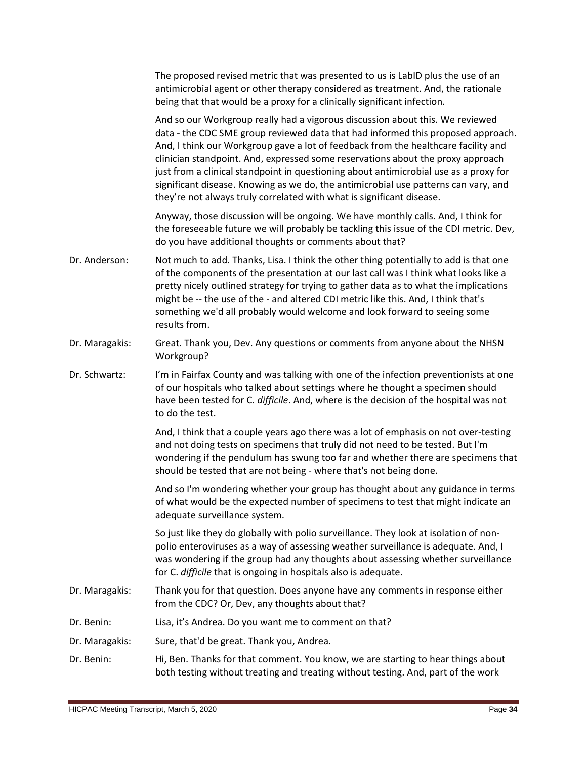The proposed revised metric that was presented to us is LabID plus the use of an antimicrobial agent or other therapy considered as treatment. And, the rationale being that that would be a proxy for a clinically significant infection.

And so our Workgroup really had a vigorous discussion about this. We reviewed data - the CDC SME group reviewed data that had informed this proposed approach. And, I think our Workgroup gave a lot of feedback from the healthcare facility and clinician standpoint. And, expressed some reservations about the proxy approach just from a clinical standpoint in questioning about antimicrobial use as a proxy for significant disease. Knowing as we do, the antimicrobial use patterns can vary, and they're not always truly correlated with what is significant disease.

Anyway, those discussion will be ongoing. We have monthly calls. And, I think for the foreseeable future we will probably be tackling this issue of the CDI metric. Dev, do you have additional thoughts or comments about that?

Dr. Anderson: Not much to add. Thanks, Lisa. I think the other thing potentially to add is that one of the components of the presentation at our last call was I think what looks like a pretty nicely outlined strategy for trying to gather data as to what the implications might be -- the use of the - and altered CDI metric like this. And, I think that's something we'd all probably would welcome and look forward to seeing some results from.

Dr. Maragakis: Great. Thank you, Dev. Any questions or comments from anyone about the NHSN Workgroup?

Dr. Schwartz: I'm in Fairfax County and was talking with one of the infection preventionists at one of our hospitals who talked about settings where he thought a specimen should have been tested for C. *difficile*. And, where is the decision of the hospital was not to do the test.

And, I think that a couple years ago there was a lot of emphasis on not over-testing and not doing tests on specimens that truly did not need to be tested. But I'm wondering if the pendulum has swung too far and whether there are specimens that should be tested that are not being - where that's not being done.

And so I'm wondering whether your group has thought about any guidance in terms of what would be the expected number of specimens to test that might indicate an adequate surveillance system.

So just like they do globally with polio surveillance. They look at isolation of non-polio enteroviruses as a way of assessing weather surveillance is adequate. And, I was wondering if the group had any thoughts about assessing whether surveillance for C. *difficile* that is ongoing in hospitals also is adequate.

Dr. Maragakis: Thank you for that question. Does anyone have any comments in response either from the CDC? Or, Dev, any thoughts about that?

Dr. Benin: Lisa, it's Andrea. Do you want me to comment on that?

Dr. Maragakis: Sure, that'd be great. Thank you, Andrea.

Dr. Benin: Hi, Ben. Thanks for that comment. You know, we are starting to hear things about both testing without treating and treating without testing. And, part of the work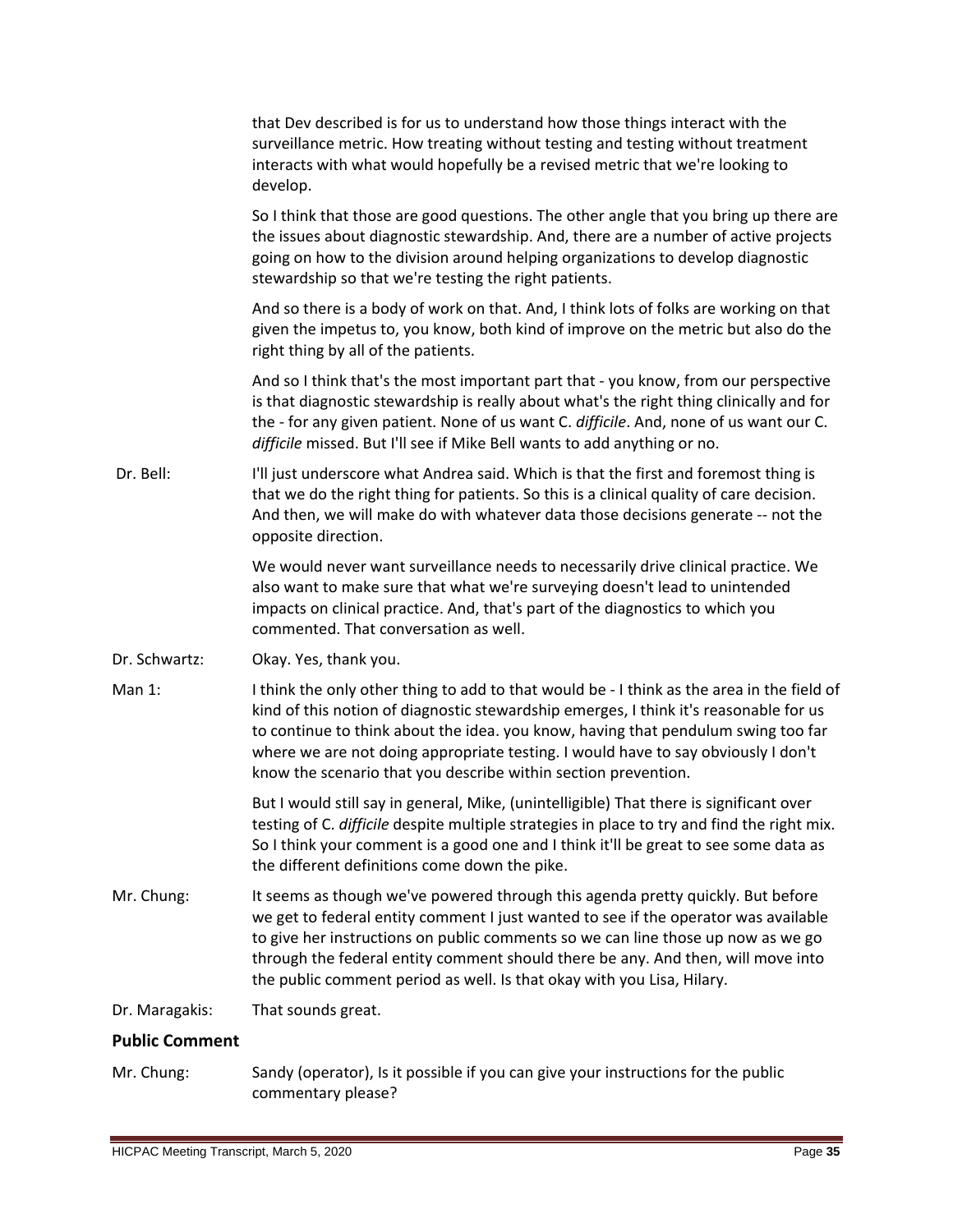that Dev described is for us to understand how those things interact with the surveillance metric. How treating without testing and testing without treatment interacts with what would hopefully be a revised metric that we're looking to develop.

So I think that those are good questions. The other angle that you bring up there are the issues about diagnostic stewardship. And, there are a number of active projects going on how to the division around helping organizations to develop diagnostic stewardship so that we're testing the right patients.

And so there is a body of work on that. And, I think lots of folks are working on that given the impetus to, you know, both kind of improve on the metric but also do the right thing by all of the patients.

And so I think that's the most important part that - you know, from our perspective is that diagnostic stewardship is really about what's the right thing clinically and for the - for any given patient. None of us want C. *difficile*. And, none of us want our C. *difficile* missed. But I'll see if Mike Bell wants to add anything or no.

Dr. Bell: I'll just underscore what Andrea said. Which is that the first and foremost thing is that we do the right thing for patients. So this is a clinical quality of care decision. And then, we will make do with whatever data those decisions generate -- not the opposite direction.

We would never want surveillance needs to necessarily drive clinical practice. We also want to make sure that what we're surveying doesn't lead to unintended impacts on clinical practice. And, that's part of the diagnostics to which you commented. That conversation as well.

Dr. Schwartz: Okay. Yes, thank you.

Man 1: I think the only other thing to add to that would be - I think as the area in the field of kind of this notion of diagnostic stewardship emerges, I think it's reasonable for us to continue to think about the idea. you know, having that pendulum swing too far where we are not doing appropriate testing. I would have to say obviously I don't know the scenario that you describe within section prevention.

But I would still say in general, Mike, (unintelligible) That there is significant over testing of C. *difficile* despite multiple strategies in place to try and find the right mix. So I think your comment is a good one and I think it'll be great to see some data as the different definitions come down the pike.

Mr. Chung: It seems as though we've powered through this agenda pretty quickly. But before we get to federal entity comment I just wanted to see if the operator was available to give her instructions on public comments so we can line those up now as we go through the federal entity comment should there be any. And then, will move into the public comment period as well. Is that okay with you Lisa, Hilary.

Dr. Maragakis: That sounds great.

## Public Comment

Mr. Chung: Sandy (operator), Is it possible if you can give your instructions for the public commentary please?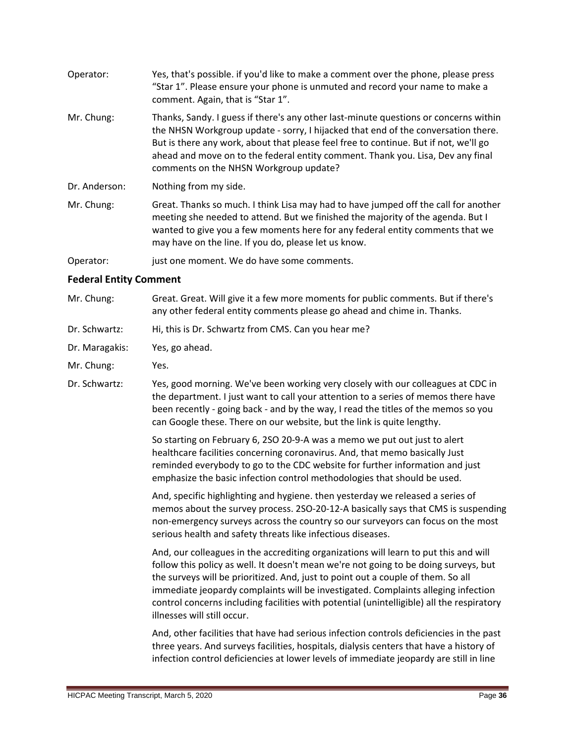Operator: Yes, that's possible. if you'd like to make a comment over the phone, please press "Star 1". Please ensure your phone is unmuted and record your name to make a comment. Again, that is "Star 1".

Mr. Chung: Thanks, Sandy. I guess if there's any other last-minute questions or concerns within the NHSN Workgroup update - sorry, I hijacked that end of the conversation there. But is there any work, about that please feel free to continue. But if not, we'll go ahead and move on to the federal entity comment. Thank you. Lisa, Dev any final comments on the NHSN Workgroup update?

Dr. Anderson: Nothing from my side.

Mr. Chung: Great. Thanks so much. I think Lisa may had to have jumped off the call for another meeting she needed to attend. But we finished the majority of the agenda. But I wanted to give you a few moments here for any federal entity comments that we may have on the line. If you do, please let us know.

Operator: just one moment. We do have some comments.

### Federal Entity Comment

Mr. Chung: Great. Great. Will give it a few more moments for public comments. But if there's any other federal entity comments please go ahead and chime in. Thanks.

Dr. Schwartz: Hi, this is Dr. Schwartz from CMS. Can you hear me?

Dr. Maragakis: Yes, go ahead.

Mr. Chung: Yes.

Dr. Schwartz: Yes, good morning. We've been working very closely with our colleagues at CDC in the department. I just want to call your attention to a series of memos there have been recently - going back - and by the way, I read the titles of the memos so you can Google these. There on our website, but the link is quite lengthy.

So starting on February 6, 2SO 20-9-A was a memo we put out just to alert healthcare facilities concerning coronavirus. And, that memo basically Just reminded everybody to go to the CDC website for further information and just emphasize the basic infection control methodologies that should be used.

And, specific highlighting and hygiene. then yesterday we released a series of memos about the survey process. 2SO-20-12-A basically says that CMS is suspending non-emergency surveys across the country so our surveyors can focus on the most serious health and safety threats like infectious diseases.

And, our colleagues in the accrediting organizations will learn to put this and will follow this policy as well. It doesn't mean we're not going to be doing surveys, but the surveys will be prioritized. And, just to point out a couple of them. So all immediate jeopardy complaints will be investigated. Complaints alleging infection control concerns including facilities with potential (unintelligible) all the respiratory illnesses will still occur.

And, other facilities that have had serious infection controls deficiencies in the past three years. And surveys facilities, hospitals, dialysis centers that have a history of infection control deficiencies at lower levels of immediate jeopardy are still in line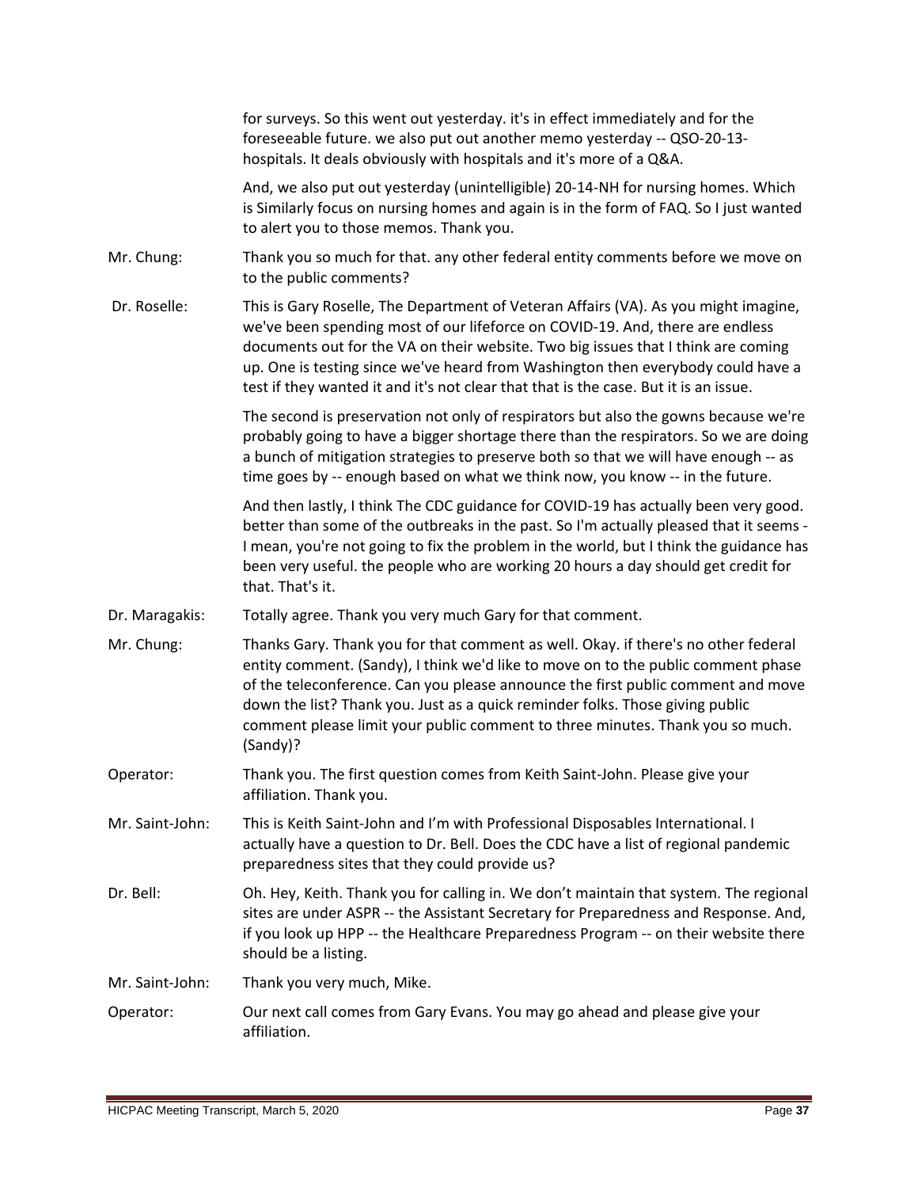for surveys. So this went out yesterday. it's in effect immediately and for the foreseeable future. we also put out another memo yesterday -- QSO-20-13-hospitals. It deals obviously with hospitals and it's more of a Q&A.

And, we also put out yesterday (unintelligible) 20-14-NH for nursing homes. Which is Similarly focus on nursing homes and again is in the form of FAQ. So I just wanted to alert you to those memos. Thank you.

Mr. Chung: Thank you so much for that. any other federal entity comments before we move on to the public comments?

Dr. Roselle: This is Gary Roselle, The Department of Veteran Affairs (VA). As you might imagine, we've been spending most of our lifeforce on COVID-19. And, there are endless documents out for the VA on their website. Two big issues that I think are coming up. One is testing since we've heard from Washington then everybody could have a test if they wanted it and it's not clear that that is the case. But it is an issue.

The second is preservation not only of respirators but also the gowns because we're probably going to have a bigger shortage there than the respirators. So we are doing a bunch of mitigation strategies to preserve both so that we will have enough -- as time goes by -- enough based on what we think now, you know -- in the future.

And then lastly, I think The CDC guidance for COVID-19 has actually been very good. better than some of the outbreaks in the past. So I'm actually pleased that it seems - I mean, you're not going to fix the problem in the world, but I think the guidance has been very useful. the people who are working 20 hours a day should get credit for that. That's it.

Dr. Maragakis: Totally agree. Thank you very much Gary for that comment.

Mr. Chung: Thanks Gary. Thank you for that comment as well. Okay. if there's no other federal entity comment. (Sandy), I think we'd like to move on to the public comment phase of the teleconference. Can you please announce the first public comment and move down the list? Thank you. Just as a quick reminder folks. Those giving public comment please limit your public comment to three minutes. Thank you so much. (Sandy)?

Operator: Thank you. The first question comes from Keith Saint-John. Please give your affiliation. Thank you.

Mr. Saint-John: This is Keith Saint-John and I'm with Professional Disposables International. I actually have a question to Dr. Bell. Does the CDC have a list of regional pandemic preparedness sites that they could provide us?

Dr. Bell: Oh. Hey, Keith. Thank you for calling in. We don't maintain that system. The regional sites are under ASPR -- the Assistant Secretary for Preparedness and Response. And, if you look up HPP -- the Healthcare Preparedness Program -- on their website there should be a listing.

Mr. Saint-John: Thank you very much, Mike.

Operator: Our next call comes from Gary Evans. You may go ahead and please give your affiliation.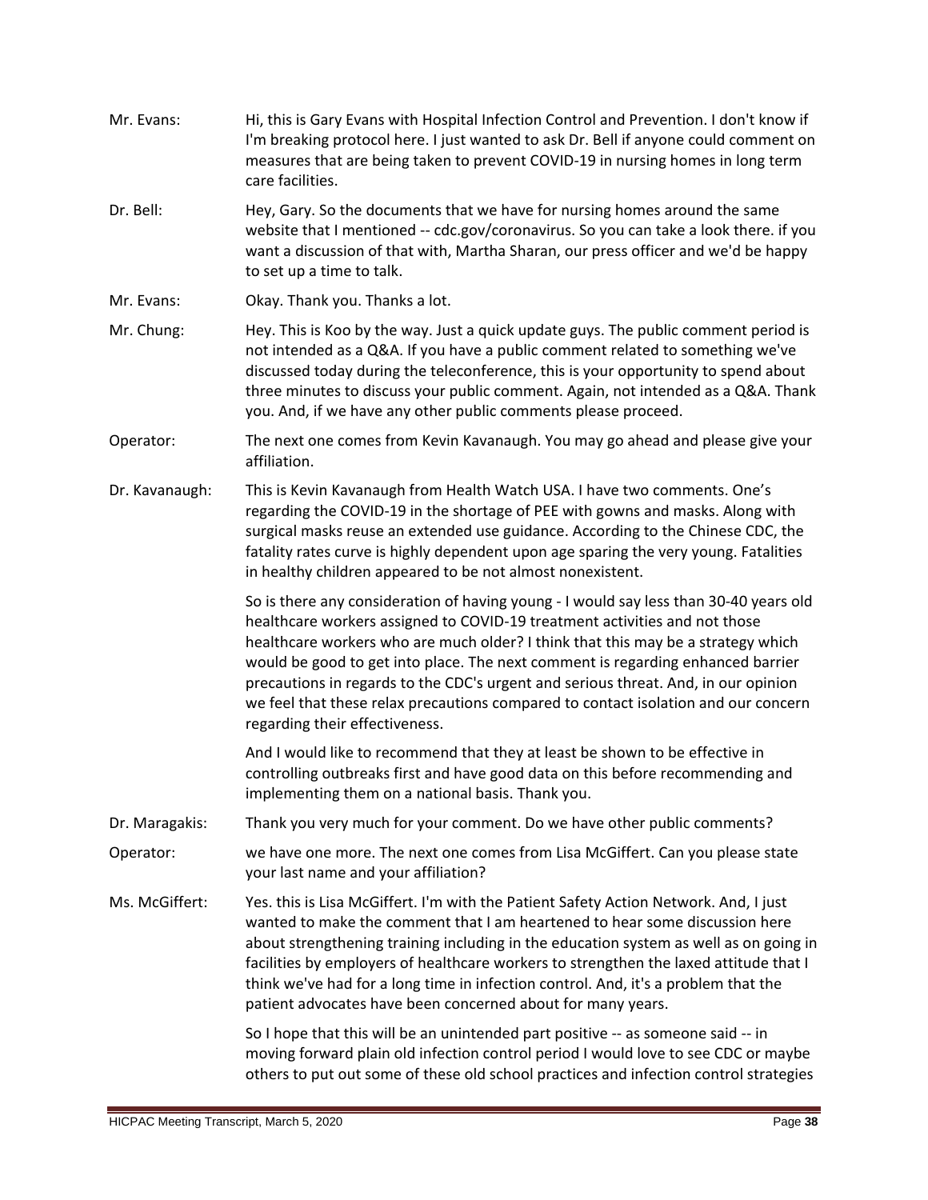Mr. Evans: Hi, this is Gary Evans with Hospital Infection Control and Prevention. I don't know if I'm breaking protocol here. I just wanted to ask Dr. Bell if anyone could comment on measures that are being taken to prevent COVID-19 in nursing homes in long term care facilities.

Dr. Bell: Hey, Gary. So the documents that we have for nursing homes around the same website that I mentioned -- cdc.gov/coronavirus. So you can take a look there. if you want a discussion of that with, Martha Sharan, our press officer and we'd be happy to set up a time to talk.

Mr. Evans: Okay. Thank you. Thanks a lot.

Mr. Chung: Hey. This is Koo by the way. Just a quick update guys. The public comment period is not intended as a Q&A. If you have a public comment related to something we've discussed today during the teleconference, this is your opportunity to spend about three minutes to discuss your public comment. Again, not intended as a Q&A. Thank you. And, if we have any other public comments please proceed.

Operator: The next one comes from Kevin Kavanaugh. You may go ahead and please give your affiliation.

Dr. Kavanaugh: This is Kevin Kavanaugh from Health Watch USA. I have two comments. One's regarding the COVID-19 in the shortage of PEE with gowns and masks. Along with surgical masks reuse an extended use guidance. According to the Chinese CDC, the fatality rates curve is highly dependent upon age sparing the very young. Fatalities in healthy children appeared to be not almost nonexistent.

So is there any consideration of having young - I would say less than 30-40 years old healthcare workers assigned to COVID-19 treatment activities and not those healthcare workers who are much older? I think that this may be a strategy which would be good to get into place. The next comment is regarding enhanced barrier precautions in regards to the CDC's urgent and serious threat. And, in our opinion we feel that these relax precautions compared to contact isolation and our concern regarding their effectiveness.

And I would like to recommend that they at least be shown to be effective in controlling outbreaks first and have good data on this before recommending and implementing them on a national basis. Thank you.

Dr. Maragakis: Thank you very much for your comment. Do we have other public comments?

Operator: we have one more. The next one comes from Lisa McGiffert. Can you please state your last name and your affiliation?

Ms. McGiffert: Yes. this is Lisa McGiffert. I'm with the Patient Safety Action Network. And, I just wanted to make the comment that I am heartened to hear some discussion here about strengthening training including in the education system as well as on going in facilities by employers of healthcare workers to strengthen the laxed attitude that I think we've had for a long time in infection control. And, it's a problem that the patient advocates have been concerned about for many years.

So I hope that this will be an unintended part positive -- as someone said -- in moving forward plain old infection control period I would love to see CDC or maybe others to put out some of these old school practices and infection control strategies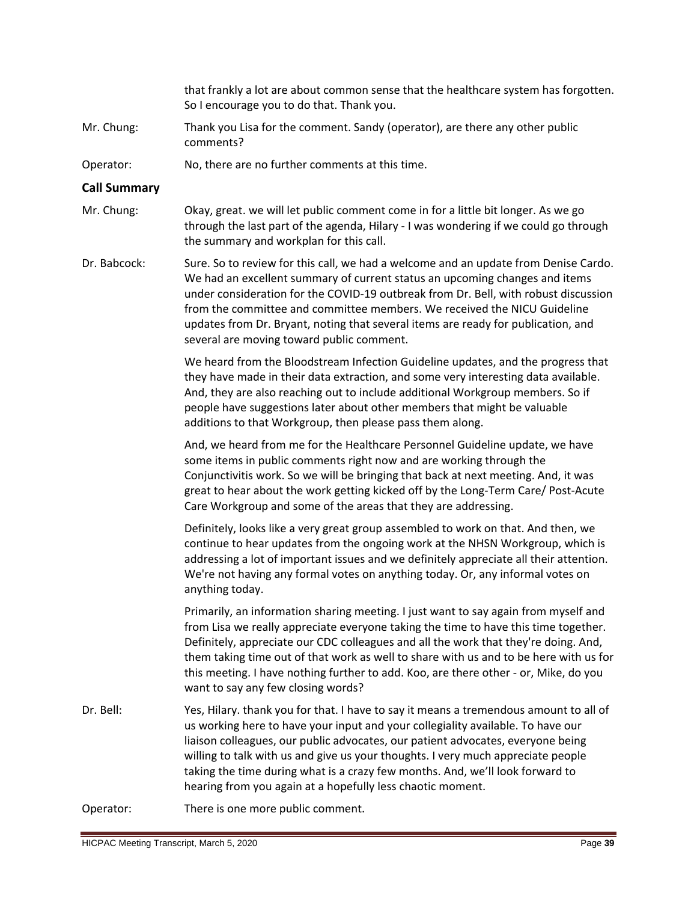that frankly a lot are about common sense that the healthcare system has forgotten. So I encourage you to do that. Thank you.

Mr. Chung: Thank you Lisa for the comment. Sandy (operator), are there any other public comments?

Operator: No, there are no further comments at this time.

## Call Summary

Mr. Chung: Okay, great. we will let public comment come in for a little bit longer. As we go through the last part of the agenda, Hilary - I was wondering if we could go through the summary and workplan for this call.

Dr. Babcock: Sure. So to review for this call, we had a welcome and an update from Denise Cardo. We had an excellent summary of current status an upcoming changes and items under consideration for the COVID-19 outbreak from Dr. Bell, with robust discussion from the committee and committee members. We received the NICU Guideline updates from Dr. Bryant, noting that several items are ready for publication, and several are moving toward public comment.

We heard from the Bloodstream Infection Guideline updates, and the progress that they have made in their data extraction, and some very interesting data available. And, they are also reaching out to include additional Workgroup members. So if people have suggestions later about other members that might be valuable additions to that Workgroup, then please pass them along.

And, we heard from me for the Healthcare Personnel Guideline update, we have some items in public comments right now and are working through the Conjunctivitis work. So we will be bringing that back at next meeting. And, it was great to hear about the work getting kicked off by the Long-Term Care/ Post-Acute Care Workgroup and some of the areas that they are addressing.

Definitely, looks like a very great group assembled to work on that. And then, we continue to hear updates from the ongoing work at the NHSN Workgroup, which is addressing a lot of important issues and we definitely appreciate all their attention. We're not having any formal votes on anything today. Or, any informal votes on anything today.

Primarily, an information sharing meeting. I just want to say again from myself and from Lisa we really appreciate everyone taking the time to have this time together. Definitely, appreciate our CDC colleagues and all the work that they're doing. And, them taking time out of that work as well to share with us and to be here with us for this meeting. I have nothing further to add. Koo, are there other - or, Mike, do you want to say any few closing words?

Dr. Bell: Yes, Hilary. thank you for that. I have to say it means a tremendous amount to all of us working here to have your input and your collegiality available. To have our liaison colleagues, our public advocates, our patient advocates, everyone being willing to talk with us and give us your thoughts. I very much appreciate people taking the time during what is a crazy few months. And, we'll look forward to hearing from you again at a hopefully less chaotic moment.

Operator: There is one more public comment.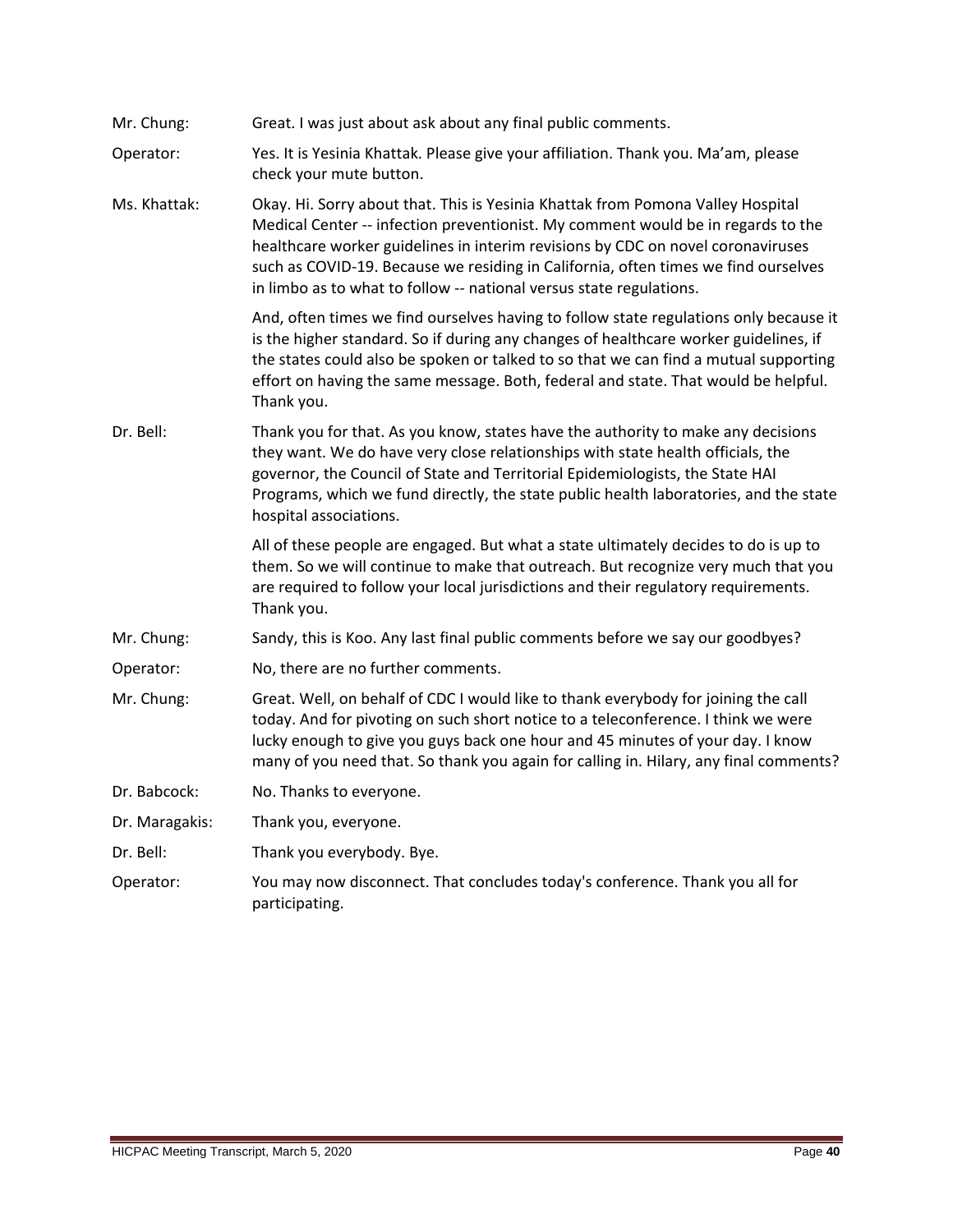Mr. Chung: Great. I was just about ask about any final public comments.

Operator: Yes. It is Yesinia Khattak. Please give your affiliation. Thank you. Ma'am, please check your mute button.

Ms. Khattak: Okay. Hi. Sorry about that. This is Yesinia Khattak from Pomona Valley Hospital Medical Center -- infection preventionist. My comment would be in regards to the healthcare worker guidelines in interim revisions by CDC on novel coronaviruses such as COVID-19. Because we residing in California, often times we find ourselves in limbo as to what to follow -- national versus state regulations.

And, often times we find ourselves having to follow state regulations only because it is the higher standard. So if during any changes of healthcare worker guidelines, if the states could also be spoken or talked to so that we can find a mutual supporting effort on having the same message. Both, federal and state. That would be helpful. Thank you.

Dr. Bell: Thank you for that. As you know, states have the authority to make any decisions they want. We do have very close relationships with state health officials, the governor, the Council of State and Territorial Epidemiologists, the State HAI Programs, which we fund directly, the state public health laboratories, and the state hospital associations.

All of these people are engaged. But what a state ultimately decides to do is up to them. So we will continue to make that outreach. But recognize very much that you are required to follow your local jurisdictions and their regulatory requirements. Thank you.

Mr. Chung: Sandy, this is Koo. Any last final public comments before we say our goodbyes?

Operator: No, there are no further comments.

Mr. Chung: Great. Well, on behalf of CDC I would like to thank everybody for joining the call today. And for pivoting on such short notice to a teleconference. I think we were lucky enough to give you guys back one hour and 45 minutes of your day. I know many of you need that. So thank you again for calling in. Hilary, any final comments?

Dr. Babcock: No. Thanks to everyone.

Dr. Maragakis: Thank you, everyone.

Dr. Bell: Thank you everybody. Bye.

Operator: You may now disconnect. That concludes today's conference. Thank you all for participating.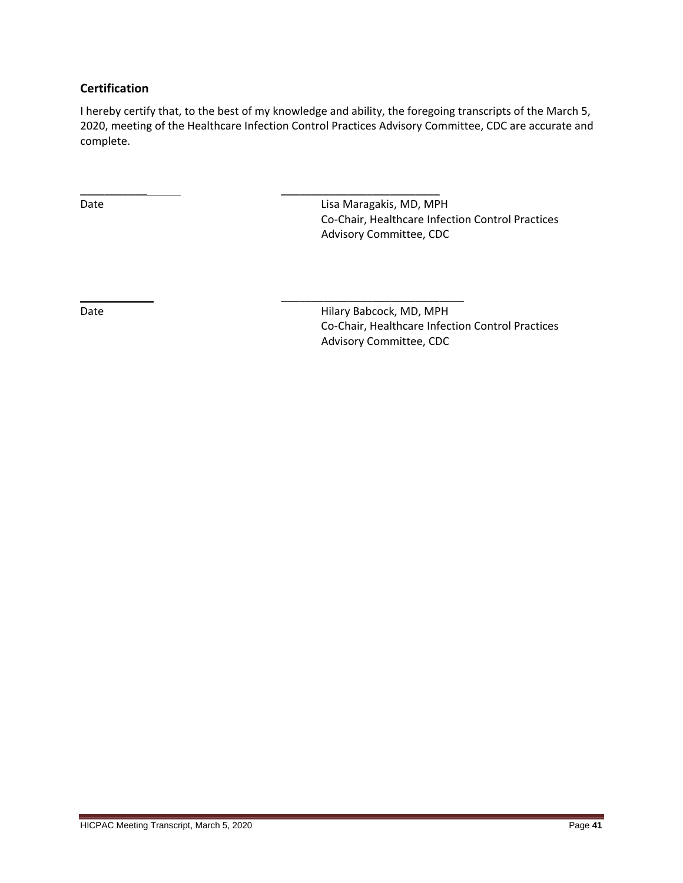## Certification

I hereby certify that, to the best of my knowledge and ability, the foregoing transcripts of the March 5, 2020, meeting of the Healthcare Infection Control Practices Advisory Committee, CDC are accurate and complete.

\_\_\_\_\_\_\_\_\_\_\_\_\_\_\_\_ &nbsp;&nbsp;&nbsp;&nbsp;&nbsp;&nbsp;&nbsp;&nbsp; \_\_\_\_\_\_\_\_\_\_\_\_\_\_\_\_\_\_\_\_\_\_\_\_\_\_

Date

Lisa Maragakis, MD, MPH
Co-Chair, Healthcare Infection Control Practices
Advisory Committee, CDC

\_\_\_\_\_\_\_\_\_\_\_\_\_\_\_\_ &nbsp;&nbsp;&nbsp;&nbsp;&nbsp;&nbsp;&nbsp;&nbsp; \_\_\_\_\_\_\_\_\_\_\_\_\_\_\_\_\_\_\_\_\_\_\_\_\_\_

Date

Hilary Babcock, MD, MPH
Co-Chair, Healthcare Infection Control Practices
Advisory Committee, CDC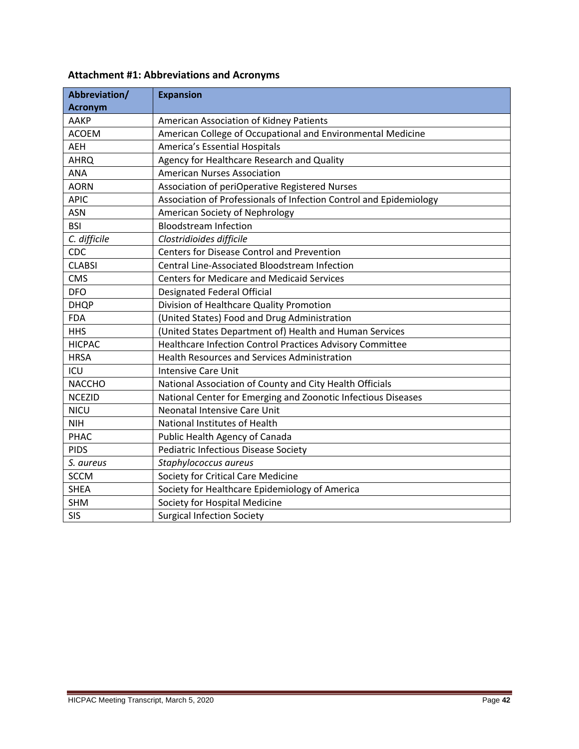### Attachment #1: Abbreviations and Acronyms

| Abbreviation/ Acronym | Expansion |
| --- | --- |
| AAKP | American Association of Kidney Patients |
| ACOEM | American College of Occupational and Environmental Medicine |
| AEH | America's Essential Hospitals |
| AHRQ | Agency for Healthcare Research and Quality |
| ANA | American Nurses Association |
| AORN | Association of periOperative Registered Nurses |
| APIC | Association of Professionals of Infection Control and Epidemiology |
| ASN | American Society of Nephrology |
| BSI | Bloodstream Infection |
| *C. difficile* | *Clostridioides difficile* |
| CDC | Centers for Disease Control and Prevention |
| CLABSI | Central Line-Associated Bloodstream Infection |
| CMS | Centers for Medicare and Medicaid Services |
| DFO | Designated Federal Official |
| DHQP | Division of Healthcare Quality Promotion |
| FDA | (United States) Food and Drug Administration |
| HHS | (United States Department of) Health and Human Services |
| HICPAC | Healthcare Infection Control Practices Advisory Committee |
| HRSA | Health Resources and Services Administration |
| ICU | Intensive Care Unit |
| NACCHO | National Association of County and City Health Officials |
| NCEZID | National Center for Emerging and Zoonotic Infectious Diseases |
| NICU | Neonatal Intensive Care Unit |
| NIH | National Institutes of Health |
| PHAC | Public Health Agency of Canada |
| PIDS | Pediatric Infectious Disease Society |
| *S. aureus* | *Staphylococcus aureus* |
| SCCM | Society for Critical Care Medicine |
| SHEA | Society for Healthcare Epidemiology of America |
| SHM | Society for Hospital Medicine |
| SIS | Surgical Infection Society |